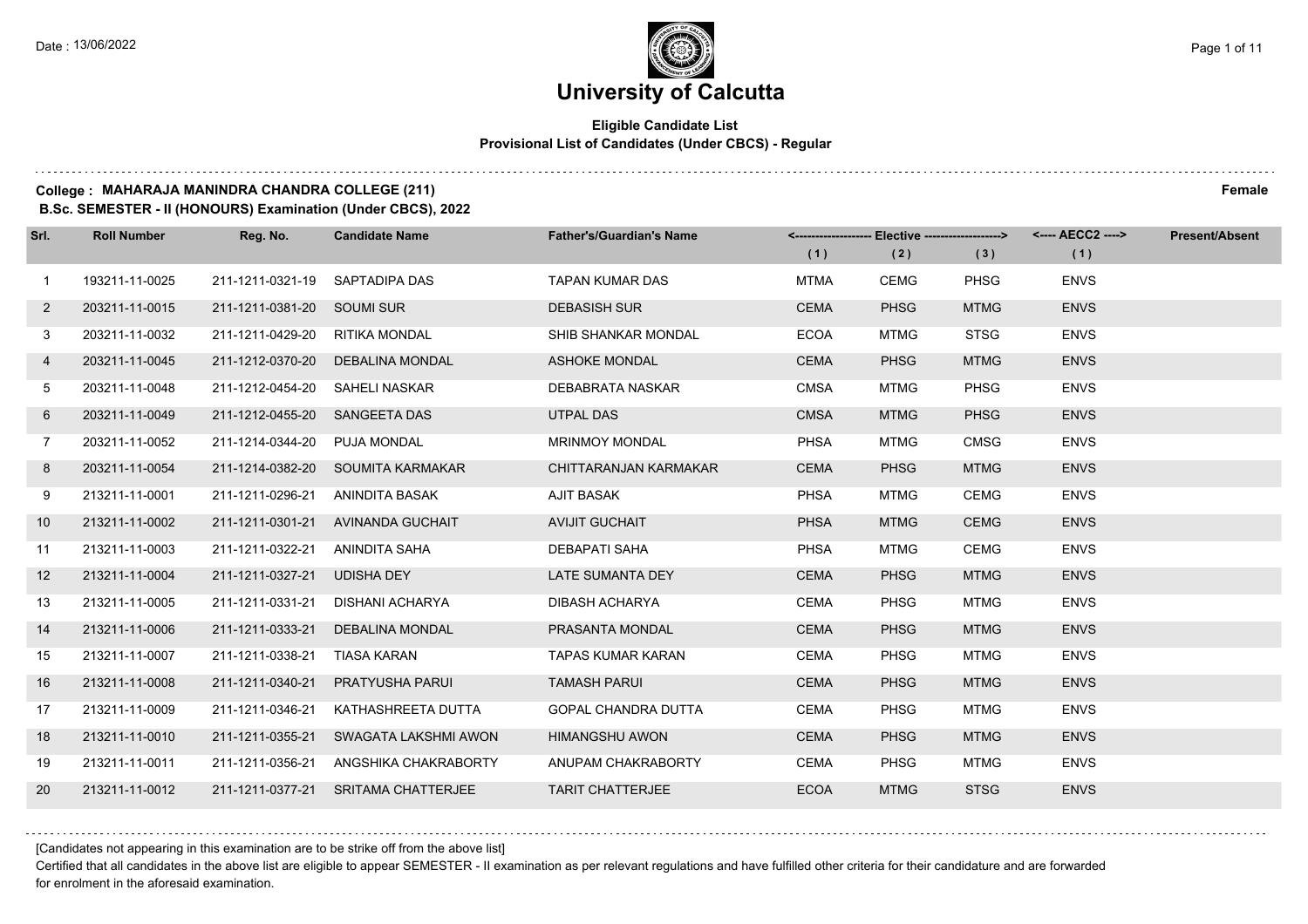Date : 13/06/2022

# University of Calcutta

**Eligible Candidate List**
**Provisional List of Candidates (Under CBCS) - Regular**

**College : MAHARAJA MANINDRA CHANDRA COLLEGE (211)**
**B.Sc. SEMESTER - II (HONOURS) Examination (Under CBCS), 2022**

**Female**

| Srl. | Roll Number | Reg. No. | Candidate Name | Father's/Guardian's Name | <---- Elective ----> | | | <---- AECC2 ----> | Present/Absent |
|---|---|---|---|---|---|---|---|---|---|
| | | | | | (1) | (2) | (3) | (1) | |
| 1 | 193211-11-0025 | 211-1211-0321-19 | SAPTADIPA DAS | TAPAN KUMAR DAS | MTMA | CEMG | PHSG | ENVS | |
| 2 | 203211-11-0015 | 211-1211-0381-20 | SOUMI SUR | DEBASISH SUR | CEMA | PHSG | MTMG | ENVS | |
| 3 | 203211-11-0032 | 211-1211-0429-20 | RITIKA MONDAL | SHIB SHANKAR MONDAL | ECOA | MTMG | STSG | ENVS | |
| 4 | 203211-11-0045 | 211-1212-0370-20 | DEBALINA MONDAL | ASHOKE MONDAL | CEMA | PHSG | MTMG | ENVS | |
| 5 | 203211-11-0048 | 211-1212-0454-20 | SAHELI NASKAR | DEBABRATA NASKAR | CMSA | MTMG | PHSG | ENVS | |
| 6 | 203211-11-0049 | 211-1212-0455-20 | SANGEETA DAS | UTPAL DAS | CMSA | MTMG | PHSG | ENVS | |
| 7 | 203211-11-0052 | 211-1214-0344-20 | PUJA MONDAL | MRINMOY MONDAL | PHSA | MTMG | CMSG | ENVS | |
| 8 | 203211-11-0054 | 211-1214-0382-20 | SOUMITA KARMAKAR | CHITTARANJAN KARMAKAR | CEMA | PHSG | MTMG | ENVS | |
| 9 | 213211-11-0001 | 211-1211-0296-21 | ANINDITA BASAK | AJIT BASAK | PHSA | MTMG | CEMG | ENVS | |
| 10 | 213211-11-0002 | 211-1211-0301-21 | AVINANDA GUCHAIT | AVIJIT GUCHAIT | PHSA | MTMG | CEMG | ENVS | |
| 11 | 213211-11-0003 | 211-1211-0322-21 | ANINDITA SAHA | DEBAPATI SAHA | PHSA | MTMG | CEMG | ENVS | |
| 12 | 213211-11-0004 | 211-1211-0327-21 | UDISHA DEY | LATE SUMANTA DEY | CEMA | PHSG | MTMG | ENVS | |
| 13 | 213211-11-0005 | 211-1211-0331-21 | DISHANI ACHARYA | DIBASH ACHARYA | CEMA | PHSG | MTMG | ENVS | |
| 14 | 213211-11-0006 | 211-1211-0333-21 | DEBALINA MONDAL | PRASANTA MONDAL | CEMA | PHSG | MTMG | ENVS | |
| 15 | 213211-11-0007 | 211-1211-0338-21 | TIASA KARAN | TAPAS KUMAR KARAN | CEMA | PHSG | MTMG | ENVS | |
| 16 | 213211-11-0008 | 211-1211-0340-21 | PRATYUSHA PARUI | TAMASH PARUI | CEMA | PHSG | MTMG | ENVS | |
| 17 | 213211-11-0009 | 211-1211-0346-21 | KATHASHREETA DUTTA | GOPAL CHANDRA DUTTA | CEMA | PHSG | MTMG | ENVS | |
| 18 | 213211-11-0010 | 211-1211-0355-21 | SWAGATA LAKSHMI AWON | HIMANGSHU AWON | CEMA | PHSG | MTMG | ENVS | |
| 19 | 213211-11-0011 | 211-1211-0356-21 | ANGSHIKA CHAKRABORTY | ANUPAM CHAKRABORTY | CEMA | PHSG | MTMG | ENVS | |
| 20 | 213211-11-0012 | 211-1211-0377-21 | SRITAMA CHATTERJEE | TARIT CHATTERJEE | ECOA | MTMG | STSG | ENVS | |

[Candidates not appearing in this examination are to be strike off from the above list]

Certified that all candidates in the above list are eligible to appear SEMESTER - II examination as per relevant regulations and have fulfilled other criteria for their candidature and are forwarded for enrolment in the aforesaid examination.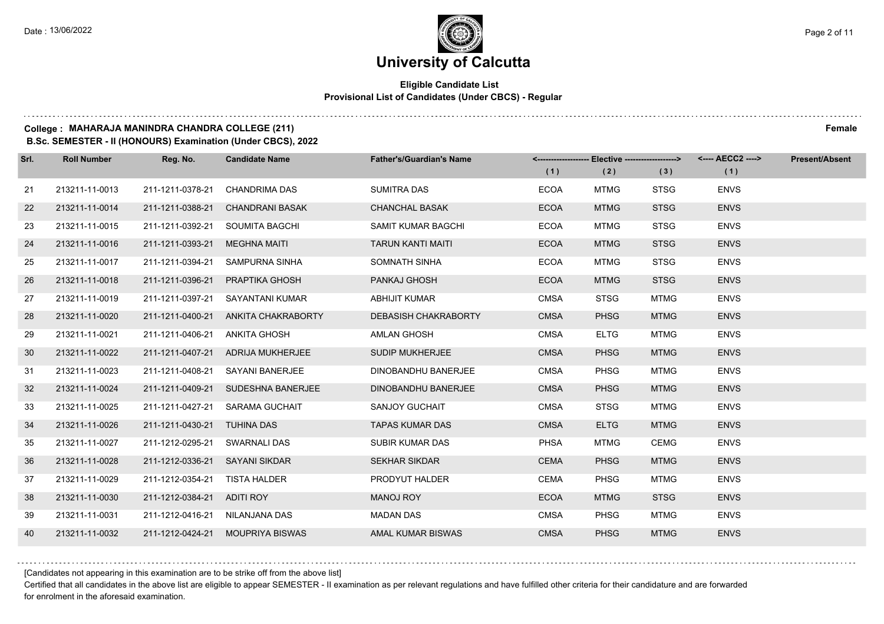# University of Calcutta

## Eligible Candidate List

### Provisional List of Candidates (Under CBCS) - Regular

**College : MAHARAJA MANINDRA CHANDRA COLLEGE (211)** **Female**

**B.Sc. SEMESTER - II (HONOURS) Examination (Under CBCS), 2022**

| Srl. | Roll Number | Reg. No. | Candidate Name | Father's/Guardian's Name | <------------------ Elective ------------------> | | | <---- AECC2 ----> | Present/Absent |
|---|---|---|---|---|---|---|---|---|---|
| | | | | | (1) | (2) | (3) | (1) | |
| 21 | 213211-11-0013 | 211-1211-0378-21 | CHANDRIMA DAS | SUMITRA DAS | ECOA | MTMG | STSG | ENVS | |
| 22 | 213211-11-0014 | 211-1211-0388-21 | CHANDRANI BASAK | CHANCHAL BASAK | ECOA | MTMG | STSG | ENVS | |
| 23 | 213211-11-0015 | 211-1211-0392-21 | SOUMITA BAGCHI | SAMIT KUMAR BAGCHI | ECOA | MTMG | STSG | ENVS | |
| 24 | 213211-11-0016 | 211-1211-0393-21 | MEGHNA MAITI | TARUN KANTI MAITI | ECOA | MTMG | STSG | ENVS | |
| 25 | 213211-11-0017 | 211-1211-0394-21 | SAMPURNA SINHA | SOMNATH SINHA | ECOA | MTMG | STSG | ENVS | |
| 26 | 213211-11-0018 | 211-1211-0396-21 | PRAPTIKA GHOSH | PANKAJ GHOSH | ECOA | MTMG | STSG | ENVS | |
| 27 | 213211-11-0019 | 211-1211-0397-21 | SAYANTANI KUMAR | ABHIJIT KUMAR | CMSA | STSG | MTMG | ENVS | |
| 28 | 213211-11-0020 | 211-1211-0400-21 | ANKITA CHAKRABORTY | DEBASISH CHAKRABORTY | CMSA | PHSG | MTMG | ENVS | |
| 29 | 213211-11-0021 | 211-1211-0406-21 | ANKITA GHOSH | AMLAN GHOSH | CMSA | ELTG | MTMG | ENVS | |
| 30 | 213211-11-0022 | 211-1211-0407-21 | ADRIJA MUKHERJEE | SUDIP MUKHERJEE | CMSA | PHSG | MTMG | ENVS | |
| 31 | 213211-11-0023 | 211-1211-0408-21 | SAYANI BANERJEE | DINOBANDHU BANERJEE | CMSA | PHSG | MTMG | ENVS | |
| 32 | 213211-11-0024 | 211-1211-0409-21 | SUDESHNA BANERJEE | DINOBANDHU BANERJEE | CMSA | PHSG | MTMG | ENVS | |
| 33 | 213211-11-0025 | 211-1211-0427-21 | SARAMA GUCHAIT | SANJOY GUCHAIT | CMSA | STSG | MTMG | ENVS | |
| 34 | 213211-11-0026 | 211-1211-0430-21 | TUHINA DAS | TAPAS KUMAR DAS | CMSA | ELTG | MTMG | ENVS | |
| 35 | 213211-11-0027 | 211-1212-0295-21 | SWARNALI DAS | SUBIR KUMAR DAS | PHSA | MTMG | CEMG | ENVS | |
| 36 | 213211-11-0028 | 211-1212-0336-21 | SAYANI SIKDAR | SEKHAR SIKDAR | CEMA | PHSG | MTMG | ENVS | |
| 37 | 213211-11-0029 | 211-1212-0354-21 | TISTA HALDER | PRODYUT HALDER | CEMA | PHSG | MTMG | ENVS | |
| 38 | 213211-11-0030 | 211-1212-0384-21 | ADITI ROY | MANOJ ROY | ECOA | MTMG | STSG | ENVS | |
| 39 | 213211-11-0031 | 211-1212-0416-21 | NILANJANA DAS | MADAN DAS | CMSA | PHSG | MTMG | ENVS | |
| 40 | 213211-11-0032 | 211-1212-0424-21 | MOUPRIYA BISWAS | AMAL KUMAR BISWAS | CMSA | PHSG | MTMG | ENVS | |

[Candidates not appearing in this examination are to be strike off from the above list]

Certified that all candidates in the above list are eligible to appear SEMESTER - II examination as per relevant regulations and have fulfilled other criteria for their candidature and are forwarded for enrolment in the aforesaid examination.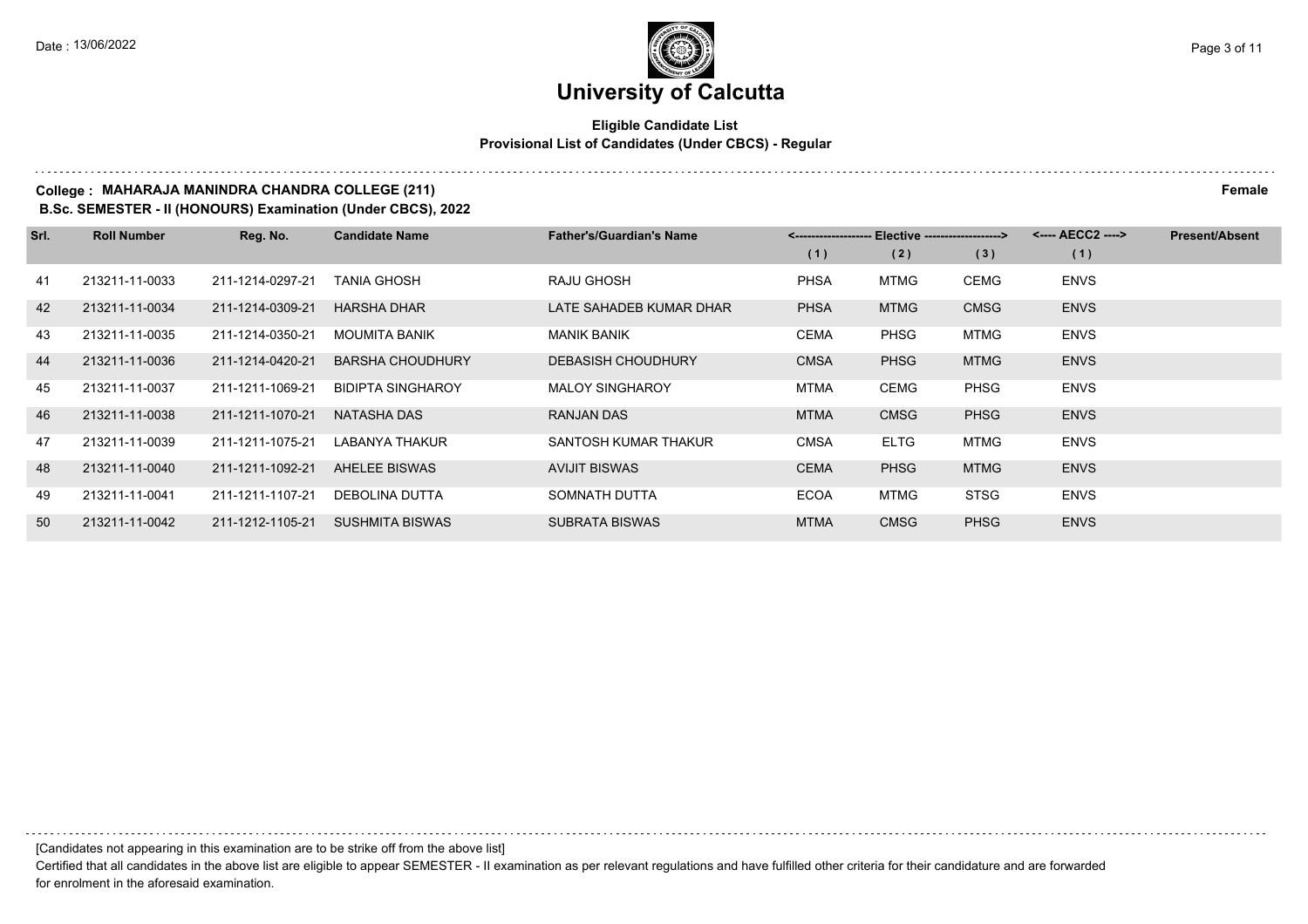# University of Calcutta

**Eligible Candidate List**
**Provisional List of Candidates (Under CBCS) - Regular**

**College : MAHARAJA MANINDRA CHANDRA COLLEGE (211)** **Female**

**B.Sc. SEMESTER - II (HONOURS) Examination (Under CBCS), 2022**

| Srl. | Roll Number | Reg. No. | Candidate Name | Father's/Guardian's Name | <------------------- Elective -------------------> | | | <---- AECC2 ----> | Present/Absent |
|---|---|---|---|---|---|---|---|---|---|
| | | | | | (1) | (2) | (3) | (1) | |
| 41 | 213211-11-0033 | 211-1214-0297-21 | TANIA GHOSH | RAJU GHOSH | PHSA | MTMG | CEMG | ENVS | |
| 42 | 213211-11-0034 | 211-1214-0309-21 | HARSHA DHAR | LATE SAHADEB KUMAR DHAR | PHSA | MTMG | CMSG | ENVS | |
| 43 | 213211-11-0035 | 211-1214-0350-21 | MOUMITA BANIK | MANIK BANIK | CEMA | PHSG | MTMG | ENVS | |
| 44 | 213211-11-0036 | 211-1214-0420-21 | BARSHA CHOUDHURY | DEBASISH CHOUDHURY | CMSA | PHSG | MTMG | ENVS | |
| 45 | 213211-11-0037 | 211-1211-1069-21 | BIDIPTA SINGHAROY | MALOY SINGHAROY | MTMA | CEMG | PHSG | ENVS | |
| 46 | 213211-11-0038 | 211-1211-1070-21 | NATASHA DAS | RANJAN DAS | MTMA | CMSG | PHSG | ENVS | |
| 47 | 213211-11-0039 | 211-1211-1075-21 | LABANYA THAKUR | SANTOSH KUMAR THAKUR | CMSA | ELTG | MTMG | ENVS | |
| 48 | 213211-11-0040 | 211-1211-1092-21 | AHELEE BISWAS | AVIJIT BISWAS | CEMA | PHSG | MTMG | ENVS | |
| 49 | 213211-11-0041 | 211-1211-1107-21 | DEBOLINA DUTTA | SOMNATH DUTTA | ECOA | MTMG | STSG | ENVS | |
| 50 | 213211-11-0042 | 211-1212-1105-21 | SUSHMITA BISWAS | SUBRATA BISWAS | MTMA | CMSG | PHSG | ENVS | |

[Candidates not appearing in this examination are to be strike off from the above list]

Certified that all candidates in the above list are eligible to appear SEMESTER - II examination as per relevant regulations and have fulfilled other criteria for their candidature and are forwarded for enrolment in the aforesaid examination.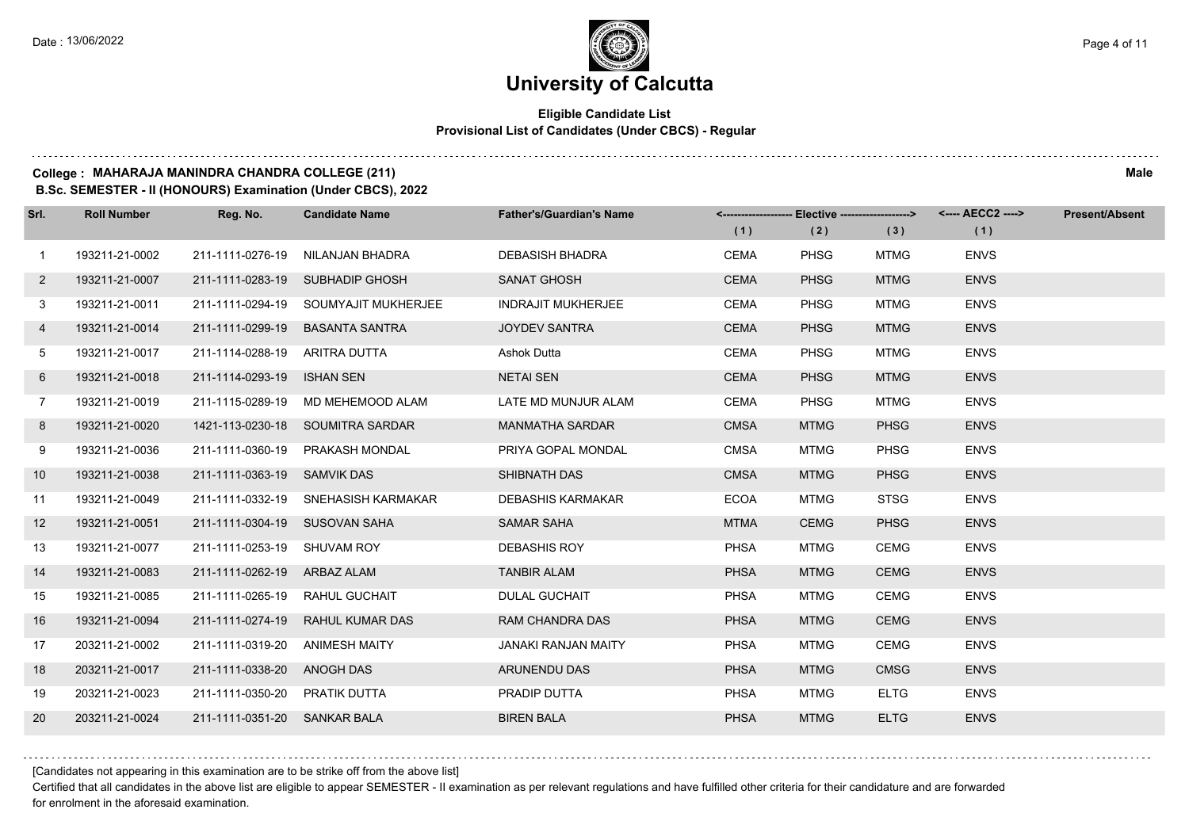# University of Calcutta

**Eligible Candidate List**
**Provisional List of Candidates (Under CBCS) - Regular**

**College : MAHARAJA MANINDRA CHANDRA COLLEGE (211)** **Male**
**B.Sc. SEMESTER - II (HONOURS) Examination (Under CBCS), 2022**

| Srl. | Roll Number | Reg. No. | Candidate Name | Father's/Guardian's Name | <---- Elective ----> | | | <---- AECC2 ----> | Present/Absent |
|---|---|---|---|---|---|---|---|---|---|
| | | | | | (1) | (2) | (3) | (1) | |
| 1 | 193211-21-0002 | 211-1111-0276-19 | NILANJAN BHADRA | DEBASISH BHADRA | CEMA | PHSG | MTMG | ENVS | |
| 2 | 193211-21-0007 | 211-1111-0283-19 | SUBHADIP GHOSH | SANAT GHOSH | CEMA | PHSG | MTMG | ENVS | |
| 3 | 193211-21-0011 | 211-1111-0294-19 | SOUMYAJIT MUKHERJEE | INDRAJIT MUKHERJEE | CEMA | PHSG | MTMG | ENVS | |
| 4 | 193211-21-0014 | 211-1111-0299-19 | BASANTA SANTRA | JOYDEV SANTRA | CEMA | PHSG | MTMG | ENVS | |
| 5 | 193211-21-0017 | 211-1114-0288-19 | ARITRA DUTTA | Ashok Dutta | CEMA | PHSG | MTMG | ENVS | |
| 6 | 193211-21-0018 | 211-1114-0293-19 | ISHAN SEN | NETAI SEN | CEMA | PHSG | MTMG | ENVS | |
| 7 | 193211-21-0019 | 211-1115-0289-19 | MD MEHEMOOD ALAM | LATE MD MUNJUR ALAM | CEMA | PHSG | MTMG | ENVS | |
| 8 | 193211-21-0020 | 1421-113-0230-18 | SOUMITRA SARDAR | MANMATHA SARDAR | CMSA | MTMG | PHSG | ENVS | |
| 9 | 193211-21-0036 | 211-1111-0360-19 | PRAKASH MONDAL | PRIYA GOPAL MONDAL | CMSA | MTMG | PHSG | ENVS | |
| 10 | 193211-21-0038 | 211-1111-0363-19 | SAMVIK DAS | SHIBNATH DAS | CMSA | MTMG | PHSG | ENVS | |
| 11 | 193211-21-0049 | 211-1111-0332-19 | SNEHASISH KARMAKAR | DEBASHIS KARMAKAR | ECOA | MTMG | STSG | ENVS | |
| 12 | 193211-21-0051 | 211-1111-0304-19 | SUSOVAN SAHA | SAMAR SAHA | MTMA | CEMG | PHSG | ENVS | |
| 13 | 193211-21-0077 | 211-1111-0253-19 | SHUVAM ROY | DEBASHIS ROY | PHSA | MTMG | CEMG | ENVS | |
| 14 | 193211-21-0083 | 211-1111-0262-19 | ARBAZ ALAM | TANBIR ALAM | PHSA | MTMG | CEMG | ENVS | |
| 15 | 193211-21-0085 | 211-1111-0265-19 | RAHUL GUCHAIT | DULAL GUCHAIT | PHSA | MTMG | CEMG | ENVS | |
| 16 | 193211-21-0094 | 211-1111-0274-19 | RAHUL KUMAR DAS | RAM CHANDRA DAS | PHSA | MTMG | CEMG | ENVS | |
| 17 | 203211-21-0002 | 211-1111-0319-20 | ANIMESH MAITY | JANAKI RANJAN MAITY | PHSA | MTMG | CEMG | ENVS | |
| 18 | 203211-21-0017 | 211-1111-0338-20 | ANOGH DAS | ARUNENDU DAS | PHSA | MTMG | CMSG | ENVS | |
| 19 | 203211-21-0023 | 211-1111-0350-20 | PRATIK DUTTA | PRADIP DUTTA | PHSA | MTMG | ELTG | ENVS | |
| 20 | 203211-21-0024 | 211-1111-0351-20 | SANKAR BALA | BIREN BALA | PHSA | MTMG | ELTG | ENVS | |

[Candidates not appearing in this examination are to be strike off from the above list]

Certified that all candidates in the above list are eligible to appear SEMESTER - II examination as per relevant regulations and have fulfilled other criteria for their candidature and are forwarded for enrolment in the aforesaid examination.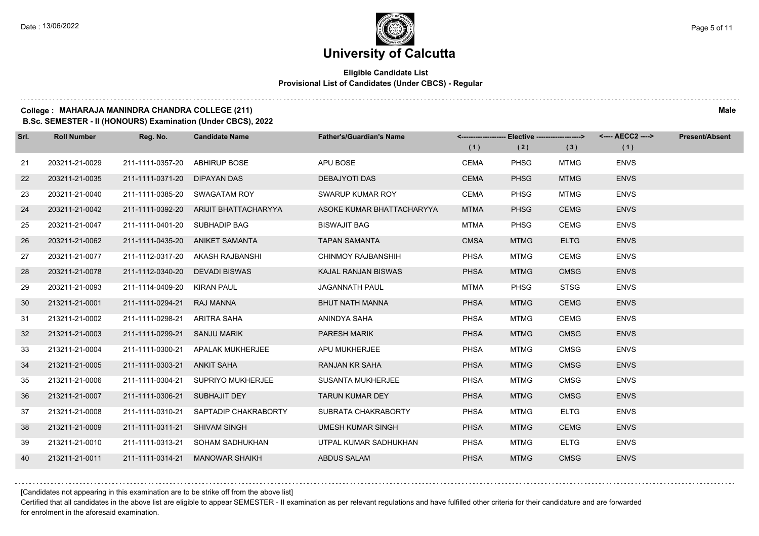# University of Calcutta

## Eligible Candidate List
### Provisional List of Candidates (Under CBCS) - Regular

**College : MAHARAJA MANINDRA CHANDRA COLLEGE (211)** **Male**

**B.Sc. SEMESTER - II (HONOURS) Examination (Under CBCS), 2022**

| Srl. | Roll Number | Reg. No. | Candidate Name | Father's/Guardian's Name | Elective (1) | Elective (2) | Elective (3) | AECC2 (1) | Present/Absent |
|---|---|---|---|---|---|---|---|---|---|
| 21 | 203211-21-0029 | 211-1111-0357-20 | ABHIRUP BOSE | APU BOSE | CEMA | PHSG | MTMG | ENVS | |
| 22 | 203211-21-0035 | 211-1111-0371-20 | DIPAYAN DAS | DEBAJYOTI DAS | CEMA | PHSG | MTMG | ENVS | |
| 23 | 203211-21-0040 | 211-1111-0385-20 | SWAGATAM ROY | SWARUP KUMAR ROY | CEMA | PHSG | MTMG | ENVS | |
| 24 | 203211-21-0042 | 211-1111-0392-20 | ARIJIT BHATTACHARYYA | ASOKE KUMAR BHATTACHARYYA | MTMA | PHSG | CEMG | ENVS | |
| 25 | 203211-21-0047 | 211-1111-0401-20 | SUBHADIP BAG | BISWAJIT BAG | MTMA | PHSG | CEMG | ENVS | |
| 26 | 203211-21-0062 | 211-1111-0435-20 | ANIKET SAMANTA | TAPAN SAMANTA | CMSA | MTMG | ELTG | ENVS | |
| 27 | 203211-21-0077 | 211-1112-0317-20 | AKASH RAJBANSHI | CHINMOY RAJBANSHIH | PHSA | MTMG | CEMG | ENVS | |
| 28 | 203211-21-0078 | 211-1112-0340-20 | DEVADI BISWAS | KAJAL RANJAN BISWAS | PHSA | MTMG | CMSG | ENVS | |
| 29 | 203211-21-0093 | 211-1114-0409-20 | KIRAN PAUL | JAGANNATH PAUL | MTMA | PHSG | STSG | ENVS | |
| 30 | 213211-21-0001 | 211-1111-0294-21 | RAJ MANNA | BHUT NATH MANNA | PHSA | MTMG | CEMG | ENVS | |
| 31 | 213211-21-0002 | 211-1111-0298-21 | ARITRA SAHA | ANINDYA SAHA | PHSA | MTMG | CEMG | ENVS | |
| 32 | 213211-21-0003 | 211-1111-0299-21 | SANJU MARIK | PARESH MARIK | PHSA | MTMG | CMSG | ENVS | |
| 33 | 213211-21-0004 | 211-1111-0300-21 | APALAK MUKHERJEE | APU MUKHERJEE | PHSA | MTMG | CMSG | ENVS | |
| 34 | 213211-21-0005 | 211-1111-0303-21 | ANKIT SAHA | RANJAN KR SAHA | PHSA | MTMG | CMSG | ENVS | |
| 35 | 213211-21-0006 | 211-1111-0304-21 | SUPRIYO MUKHERJEE | SUSANTA MUKHERJEE | PHSA | MTMG | CMSG | ENVS | |
| 36 | 213211-21-0007 | 211-1111-0306-21 | SUBHAJIT DEY | TARUN KUMAR DEY | PHSA | MTMG | CMSG | ENVS | |
| 37 | 213211-21-0008 | 211-1111-0310-21 | SAPTADIP CHAKRABORTY | SUBRATA CHAKRABORTY | PHSA | MTMG | ELTG | ENVS | |
| 38 | 213211-21-0009 | 211-1111-0311-21 | SHIVAM SINGH | UMESH KUMAR SINGH | PHSA | MTMG | CEMG | ENVS | |
| 39 | 213211-21-0010 | 211-1111-0313-21 | SOHAM SADHUKHAN | UTPAL KUMAR SADHUKHAN | PHSA | MTMG | ELTG | ENVS | |
| 40 | 213211-21-0011 | 211-1111-0314-21 | MANOWAR SHAIKH | ABDUS SALAM | PHSA | MTMG | CMSG | ENVS | |

[Candidates not appearing in this examination are to be strike off from the above list]

Certified that all candidates in the above list are eligible to appear SEMESTER - II examination as per relevant regulations and have fulfilled other criteria for their candidature and are forwarded for enrolment in the aforesaid examination.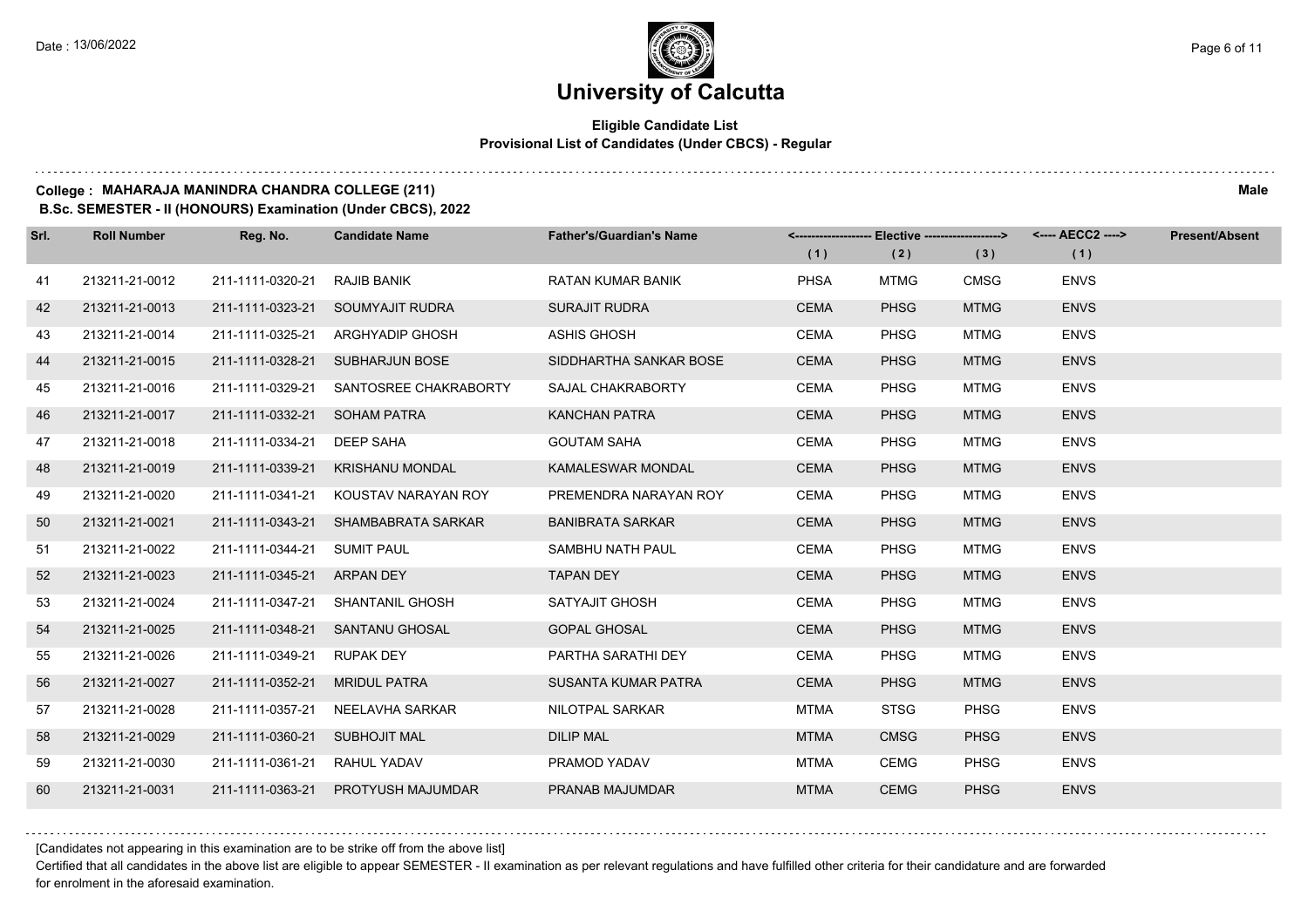# University of Calcutta

**Eligible Candidate List**
**Provisional List of Candidates (Under CBCS) - Regular**

**College : MAHARAJA MANINDRA CHANDRA COLLEGE (211)** **Male**
**B.Sc. SEMESTER - II (HONOURS) Examination (Under CBCS), 2022**

| Srl. | Roll Number | Reg. No. | Candidate Name | Father's/Guardian's Name | Elective (1) | Elective (2) | Elective (3) | AECC2 (1) | Present/Absent |
|---|---|---|---|---|---|---|---|---|---|
| 41 | 213211-21-0012 | 211-1111-0320-21 | RAJIB BANIK | RATAN KUMAR BANIK | PHSA | MTMG | CMSG | ENVS | |
| 42 | 213211-21-0013 | 211-1111-0323-21 | SOUMYAJIT RUDRA | SURAJIT RUDRA | CEMA | PHSG | MTMG | ENVS | |
| 43 | 213211-21-0014 | 211-1111-0325-21 | ARGHYADIP GHOSH | ASHIS GHOSH | CEMA | PHSG | MTMG | ENVS | |
| 44 | 213211-21-0015 | 211-1111-0328-21 | SUBHARJUN BOSE | SIDDHARTHA SANKAR BOSE | CEMA | PHSG | MTMG | ENVS | |
| 45 | 213211-21-0016 | 211-1111-0329-21 | SANTOSREE CHAKRABORTY | SAJAL CHAKRABORTY | CEMA | PHSG | MTMG | ENVS | |
| 46 | 213211-21-0017 | 211-1111-0332-21 | SOHAM PATRA | KANCHAN PATRA | CEMA | PHSG | MTMG | ENVS | |
| 47 | 213211-21-0018 | 211-1111-0334-21 | DEEP SAHA | GOUTAM SAHA | CEMA | PHSG | MTMG | ENVS | |
| 48 | 213211-21-0019 | 211-1111-0339-21 | KRISHANU MONDAL | KAMALESWAR MONDAL | CEMA | PHSG | MTMG | ENVS | |
| 49 | 213211-21-0020 | 211-1111-0341-21 | KOUSTAV NARAYAN ROY | PREMENDRA NARAYAN ROY | CEMA | PHSG | MTMG | ENVS | |
| 50 | 213211-21-0021 | 211-1111-0343-21 | SHAMBABRATA SARKAR | BANIBRATA SARKAR | CEMA | PHSG | MTMG | ENVS | |
| 51 | 213211-21-0022 | 211-1111-0344-21 | SUMIT PAUL | SAMBHU NATH PAUL | CEMA | PHSG | MTMG | ENVS | |
| 52 | 213211-21-0023 | 211-1111-0345-21 | ARPAN DEY | TAPAN DEY | CEMA | PHSG | MTMG | ENVS | |
| 53 | 213211-21-0024 | 211-1111-0347-21 | SHANTANIL GHOSH | SATYAJIT GHOSH | CEMA | PHSG | MTMG | ENVS | |
| 54 | 213211-21-0025 | 211-1111-0348-21 | SANTANU GHOSAL | GOPAL GHOSAL | CEMA | PHSG | MTMG | ENVS | |
| 55 | 213211-21-0026 | 211-1111-0349-21 | RUPAK DEY | PARTHA SARATHI DEY | CEMA | PHSG | MTMG | ENVS | |
| 56 | 213211-21-0027 | 211-1111-0352-21 | MRIDUL PATRA | SUSANTA KUMAR PATRA | CEMA | PHSG | MTMG | ENVS | |
| 57 | 213211-21-0028 | 211-1111-0357-21 | NEELAVHA SARKAR | NILOTPAL SARKAR | MTMA | STSG | PHSG | ENVS | |
| 58 | 213211-21-0029 | 211-1111-0360-21 | SUBHOJIT MAL | DILIP MAL | MTMA | CMSG | PHSG | ENVS | |
| 59 | 213211-21-0030 | 211-1111-0361-21 | RAHUL YADAV | PRAMOD YADAV | MTMA | CEMG | PHSG | ENVS | |
| 60 | 213211-21-0031 | 211-1111-0363-21 | PROTYUSH MAJUMDAR | PRANAB MAJUMDAR | MTMA | CEMG | PHSG | ENVS | |

[Candidates not appearing in this examination are to be strike off from the above list]

Certified that all candidates in the above list are eligible to appear SEMESTER - II examination as per relevant regulations and have fulfilled other criteria for their candidature and are forwarded for enrolment in the aforesaid examination.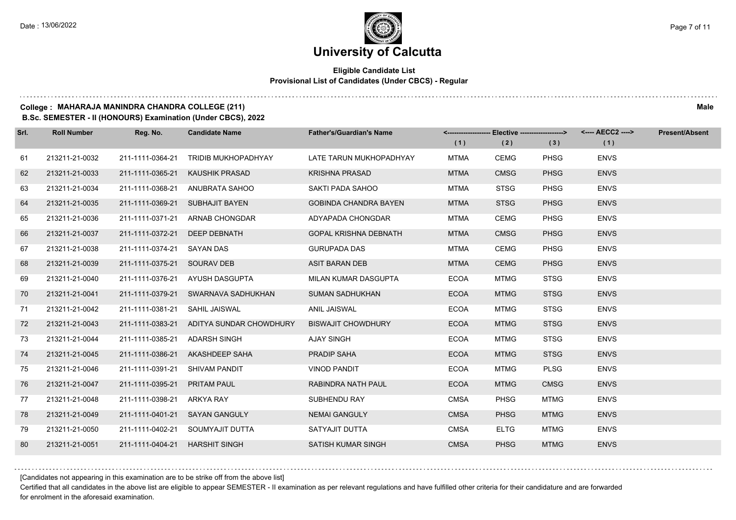# University of Calcutta

**Eligible Candidate List**
**Provisional List of Candidates (Under CBCS) - Regular**

**College : MAHARAJA MANINDRA CHANDRA COLLEGE (211)** **Male**
**B.Sc. SEMESTER - II (HONOURS) Examination (Under CBCS), 2022**

| Srl. | Roll Number | Reg. No. | Candidate Name | Father's/Guardian's Name | Elective (1) | Elective (2) | Elective (3) | AECC2 (1) | Present/Absent |
|---|---|---|---|---|---|---|---|---|---|
| 61 | 213211-21-0032 | 211-1111-0364-21 | TRIDIB MUKHOPADHYAY | LATE TARUN MUKHOPADHYAY | MTMA | CEMG | PHSG | ENVS | |
| 62 | 213211-21-0033 | 211-1111-0365-21 | KAUSHIK PRASAD | KRISHNA PRASAD | MTMA | CMSG | PHSG | ENVS | |
| 63 | 213211-21-0034 | 211-1111-0368-21 | ANUBRATA SAHOO | SAKTI PADA SAHOO | MTMA | STSG | PHSG | ENVS | |
| 64 | 213211-21-0035 | 211-1111-0369-21 | SUBHAJIT BAYEN | GOBINDA CHANDRA BAYEN | MTMA | STSG | PHSG | ENVS | |
| 65 | 213211-21-0036 | 211-1111-0371-21 | ARNAB CHONGDAR | ADYAPADA CHONGDAR | MTMA | CEMG | PHSG | ENVS | |
| 66 | 213211-21-0037 | 211-1111-0372-21 | DEEP DEBNATH | GOPAL KRISHNA DEBNATH | MTMA | CMSG | PHSG | ENVS | |
| 67 | 213211-21-0038 | 211-1111-0374-21 | SAYAN DAS | GURUPADA DAS | MTMA | CEMG | PHSG | ENVS | |
| 68 | 213211-21-0039 | 211-1111-0375-21 | SOURAV DEB | ASIT BARAN DEB | MTMA | CEMG | PHSG | ENVS | |
| 69 | 213211-21-0040 | 211-1111-0376-21 | AYUSH DASGUPTA | MILAN KUMAR DASGUPTA | ECOA | MTMG | STSG | ENVS | |
| 70 | 213211-21-0041 | 211-1111-0379-21 | SWARNAVA SADHUKHAN | SUMAN SADHUKHAN | ECOA | MTMG | STSG | ENVS | |
| 71 | 213211-21-0042 | 211-1111-0381-21 | SAHIL JAISWAL | ANIL JAISWAL | ECOA | MTMG | STSG | ENVS | |
| 72 | 213211-21-0043 | 211-1111-0383-21 | ADITYA SUNDAR CHOWDHURY | BISWAJIT CHOWDHURY | ECOA | MTMG | STSG | ENVS | |
| 73 | 213211-21-0044 | 211-1111-0385-21 | ADARSH SINGH | AJAY SINGH | ECOA | MTMG | STSG | ENVS | |
| 74 | 213211-21-0045 | 211-1111-0386-21 | AKASHDEEP SAHA | PRADIP SAHA | ECOA | MTMG | STSG | ENVS | |
| 75 | 213211-21-0046 | 211-1111-0391-21 | SHIVAM PANDIT | VINOD PANDIT | ECOA | MTMG | PLSG | ENVS | |
| 76 | 213211-21-0047 | 211-1111-0395-21 | PRITAM PAUL | RABINDRA NATH PAUL | ECOA | MTMG | CMSG | ENVS | |
| 77 | 213211-21-0048 | 211-1111-0398-21 | ARKYA RAY | SUBHENDU RAY | CMSA | PHSG | MTMG | ENVS | |
| 78 | 213211-21-0049 | 211-1111-0401-21 | SAYAN GANGULY | NEMAI GANGULY | CMSA | PHSG | MTMG | ENVS | |
| 79 | 213211-21-0050 | 211-1111-0402-21 | SOUMYAJIT DUTTA | SATYAJIT DUTTA | CMSA | ELTG | MTMG | ENVS | |
| 80 | 213211-21-0051 | 211-1111-0404-21 | HARSHIT SINGH | SATISH KUMAR SINGH | CMSA | PHSG | MTMG | ENVS | |

[Candidates not appearing in this examination are to be strike off from the above list]

Certified that all candidates in the above list are eligible to appear SEMESTER - II examination as per relevant regulations and have fulfilled other criteria for their candidature and are forwarded for enrolment in the aforesaid examination.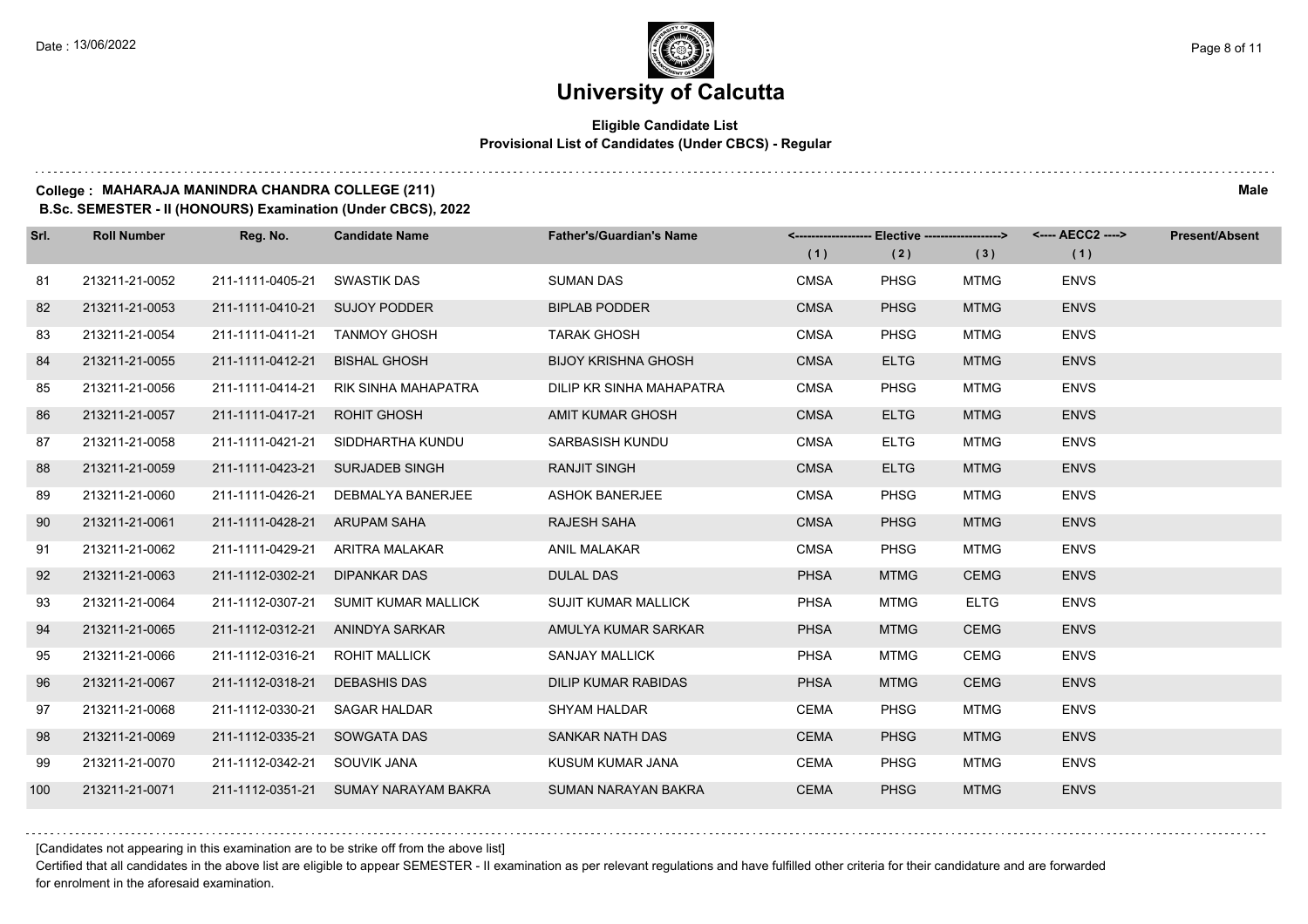# University of Calcutta

**Eligible Candidate List**
**Provisional List of Candidates (Under CBCS) - Regular**

**College : MAHARAJA MANINDRA CHANDRA COLLEGE (211)** **Male**
**B.Sc. SEMESTER - II (HONOURS) Examination (Under CBCS), 2022**

| Srl. | Roll Number | Reg. No. | Candidate Name | Father's/Guardian's Name | Elective (1) | Elective (2) | Elective (3) | AECC2 (1) | Present/Absent |
|---|---|---|---|---|---|---|---|---|---|
| 81 | 213211-21-0052 | 211-1111-0405-21 | SWASTIK DAS | SUMAN DAS | CMSA | PHSG | MTMG | ENVS | |
| 82 | 213211-21-0053 | 211-1111-0410-21 | SUJOY PODDER | BIPLAB PODDER | CMSA | PHSG | MTMG | ENVS | |
| 83 | 213211-21-0054 | 211-1111-0411-21 | TANMOY GHOSH | TARAK GHOSH | CMSA | PHSG | MTMG | ENVS | |
| 84 | 213211-21-0055 | 211-1111-0412-21 | BISHAL GHOSH | BIJOY KRISHNA GHOSH | CMSA | ELTG | MTMG | ENVS | |
| 85 | 213211-21-0056 | 211-1111-0414-21 | RIK SINHA MAHAPATRA | DILIP KR SINHA MAHAPATRA | CMSA | PHSG | MTMG | ENVS | |
| 86 | 213211-21-0057 | 211-1111-0417-21 | ROHIT GHOSH | AMIT KUMAR GHOSH | CMSA | ELTG | MTMG | ENVS | |
| 87 | 213211-21-0058 | 211-1111-0421-21 | SIDDHARTHA KUNDU | SARBASISH KUNDU | CMSA | ELTG | MTMG | ENVS | |
| 88 | 213211-21-0059 | 211-1111-0423-21 | SURJADEB SINGH | RANJIT SINGH | CMSA | ELTG | MTMG | ENVS | |
| 89 | 213211-21-0060 | 211-1111-0426-21 | DEBMALYA BANERJEE | ASHOK BANERJEE | CMSA | PHSG | MTMG | ENVS | |
| 90 | 213211-21-0061 | 211-1111-0428-21 | ARUPAM SAHA | RAJESH SAHA | CMSA | PHSG | MTMG | ENVS | |
| 91 | 213211-21-0062 | 211-1111-0429-21 | ARITRA MALAKAR | ANIL MALAKAR | CMSA | PHSG | MTMG | ENVS | |
| 92 | 213211-21-0063 | 211-1112-0302-21 | DIPANKAR DAS | DULAL DAS | PHSA | MTMG | CEMG | ENVS | |
| 93 | 213211-21-0064 | 211-1112-0307-21 | SUMIT KUMAR MALLICK | SUJIT KUMAR MALLICK | PHSA | MTMG | ELTG | ENVS | |
| 94 | 213211-21-0065 | 211-1112-0312-21 | ANINDYA SARKAR | AMULYA KUMAR SARKAR | PHSA | MTMG | CEMG | ENVS | |
| 95 | 213211-21-0066 | 211-1112-0316-21 | ROHIT MALLICK | SANJAY MALLICK | PHSA | MTMG | CEMG | ENVS | |
| 96 | 213211-21-0067 | 211-1112-0318-21 | DEBASHIS DAS | DILIP KUMAR RABIDAS | PHSA | MTMG | CEMG | ENVS | |
| 97 | 213211-21-0068 | 211-1112-0330-21 | SAGAR HALDAR | SHYAM HALDAR | CEMA | PHSG | MTMG | ENVS | |
| 98 | 213211-21-0069 | 211-1112-0335-21 | SOWGATA DAS | SANKAR NATH DAS | CEMA | PHSG | MTMG | ENVS | |
| 99 | 213211-21-0070 | 211-1112-0342-21 | SOUVIK JANA | KUSUM KUMAR JANA | CEMA | PHSG | MTMG | ENVS | |
| 100 | 213211-21-0071 | 211-1112-0351-21 | SUMAY NARAYAM BAKRA | SUMAN NARAYAN BAKRA | CEMA | PHSG | MTMG | ENVS | |

[Candidates not appearing in this examination are to be strike off from the above list]

Certified that all candidates in the above list are eligible to appear SEMESTER - II examination as per relevant regulations and have fulfilled other criteria for their candidature and are forwarded for enrolment in the aforesaid examination.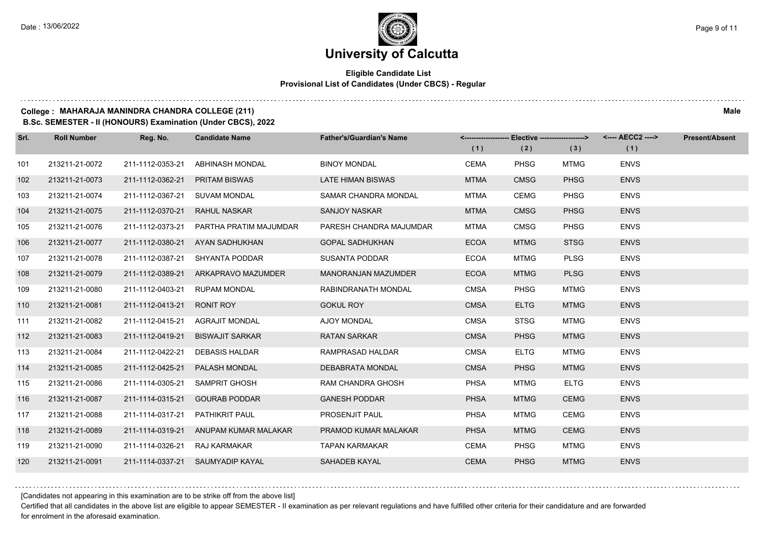# University of Calcutta

**Eligible Candidate List**
**Provisional List of Candidates (Under CBCS) - Regular**

**College : MAHARAJA MANINDRA CHANDRA COLLEGE (211)** **Male**
**B.Sc. SEMESTER - II (HONOURS) Examination (Under CBCS), 2022**

| Srl. | Roll Number | Reg. No. | Candidate Name | Father's/Guardian's Name | <------ Elective ------> | | | <---- AECC2 ----> | Present/Absent |
|---|---|---|---|---|---|---|---|---|---|
| | | | | | (1) | (2) | (3) | (1) | |
| 101 | 213211-21-0072 | 211-1112-0353-21 | ABHINASH MONDAL | BINOY MONDAL | CEMA | PHSG | MTMG | ENVS | |
| 102 | 213211-21-0073 | 211-1112-0362-21 | PRITAM BISWAS | LATE HIMAN BISWAS | MTMA | CMSG | PHSG | ENVS | |
| 103 | 213211-21-0074 | 211-1112-0367-21 | SUVAM MONDAL | SAMAR CHANDRA MONDAL | MTMA | CEMG | PHSG | ENVS | |
| 104 | 213211-21-0075 | 211-1112-0370-21 | RAHUL NASKAR | SANJOY NASKAR | MTMA | CMSG | PHSG | ENVS | |
| 105 | 213211-21-0076 | 211-1112-0373-21 | PARTHA PRATIM MAJUMDAR | PARESH CHANDRA MAJUMDAR | MTMA | CMSG | PHSG | ENVS | |
| 106 | 213211-21-0077 | 211-1112-0380-21 | AYAN SADHUKHAN | GOPAL SADHUKHAN | ECOA | MTMG | STSG | ENVS | |
| 107 | 213211-21-0078 | 211-1112-0387-21 | SHYANTA PODDAR | SUSANTA PODDAR | ECOA | MTMG | PLSG | ENVS | |
| 108 | 213211-21-0079 | 211-1112-0389-21 | ARKAPRAVO MAZUMDER | MANORANJAN MAZUMDER | ECOA | MTMG | PLSG | ENVS | |
| 109 | 213211-21-0080 | 211-1112-0403-21 | RUPAM MONDAL | RABINDRANATH MONDAL | CMSA | PHSG | MTMG | ENVS | |
| 110 | 213211-21-0081 | 211-1112-0413-21 | RONIT ROY | GOKUL ROY | CMSA | ELTG | MTMG | ENVS | |
| 111 | 213211-21-0082 | 211-1112-0415-21 | AGRAJIT MONDAL | AJOY MONDAL | CMSA | STSG | MTMG | ENVS | |
| 112 | 213211-21-0083 | 211-1112-0419-21 | BISWAJIT SARKAR | RATAN SARKAR | CMSA | PHSG | MTMG | ENVS | |
| 113 | 213211-21-0084 | 211-1112-0422-21 | DEBASIS HALDAR | RAMPRASAD HALDAR | CMSA | ELTG | MTMG | ENVS | |
| 114 | 213211-21-0085 | 211-1112-0425-21 | PALASH MONDAL | DEBABRATA MONDAL | CMSA | PHSG | MTMG | ENVS | |
| 115 | 213211-21-0086 | 211-1114-0305-21 | SAMPRIT GHOSH | RAM CHANDRA GHOSH | PHSA | MTMG | ELTG | ENVS | |
| 116 | 213211-21-0087 | 211-1114-0315-21 | GOURAB PODDAR | GANESH PODDAR | PHSA | MTMG | CEMG | ENVS | |
| 117 | 213211-21-0088 | 211-1114-0317-21 | PATHIKRIT PAUL | PROSENJIT PAUL | PHSA | MTMG | CEMG | ENVS | |
| 118 | 213211-21-0089 | 211-1114-0319-21 | ANUPAM KUMAR MALAKAR | PRAMOD KUMAR MALAKAR | PHSA | MTMG | CEMG | ENVS | |
| 119 | 213211-21-0090 | 211-1114-0326-21 | RAJ KARMAKAR | TAPAN KARMAKAR | CEMA | PHSG | MTMG | ENVS | |
| 120 | 213211-21-0091 | 211-1114-0337-21 | SAUMYADIP KAYAL | SAHADEB KAYAL | CEMA | PHSG | MTMG | ENVS | |

[Candidates not appearing in this examination are to be strike off from the above list]

Certified that all candidates in the above list are eligible to appear SEMESTER - II examination as per relevant regulations and have fulfilled other criteria for their candidature and are forwarded for enrolment in the aforesaid examination.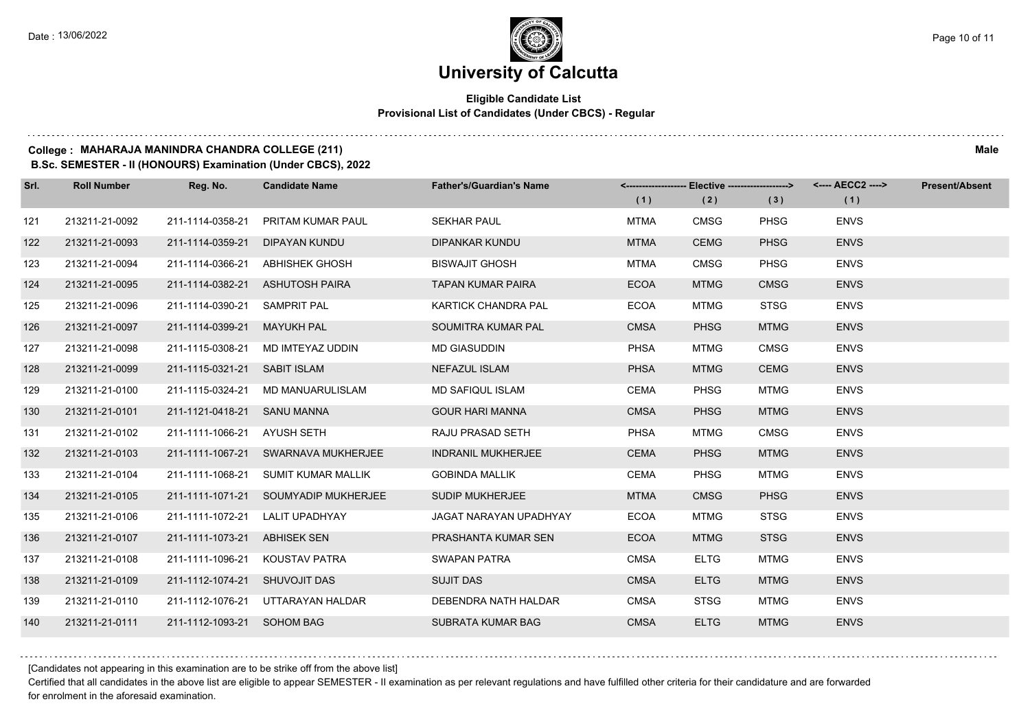# University of Calcutta

**Eligible Candidate List**
**Provisional List of Candidates (Under CBCS) - Regular**

**College : MAHARAJA MANINDRA CHANDRA COLLEGE (211)** **Male**
**B.Sc. SEMESTER - II (HONOURS) Examination (Under CBCS), 2022**

| Srl. | Roll Number | Reg. No. | Candidate Name | Father's/Guardian's Name | Elective (1) | Elective (2) | Elective (3) | AECC2 (1) | Present/Absent |
|---|---|---|---|---|---|---|---|---|---|
| 121 | 213211-21-0092 | 211-1114-0358-21 | PRITAM KUMAR PAUL | SEKHAR PAUL | MTMA | CMSG | PHSG | ENVS | |
| 122 | 213211-21-0093 | 211-1114-0359-21 | DIPAYAN KUNDU | DIPANKAR KUNDU | MTMA | CEMG | PHSG | ENVS | |
| 123 | 213211-21-0094 | 211-1114-0366-21 | ABHISHEK GHOSH | BISWAJIT GHOSH | MTMA | CMSG | PHSG | ENVS | |
| 124 | 213211-21-0095 | 211-1114-0382-21 | ASHUTOSH PAIRA | TAPAN KUMAR PAIRA | ECOA | MTMG | CMSG | ENVS | |
| 125 | 213211-21-0096 | 211-1114-0390-21 | SAMPRIT PAL | KARTICK CHANDRA PAL | ECOA | MTMG | STSG | ENVS | |
| 126 | 213211-21-0097 | 211-1114-0399-21 | MAYUKH PAL | SOUMITRA KUMAR PAL | CMSA | PHSG | MTMG | ENVS | |
| 127 | 213211-21-0098 | 211-1115-0308-21 | MD IMTEYAZ UDDIN | MD GIASUDDIN | PHSA | MTMG | CMSG | ENVS | |
| 128 | 213211-21-0099 | 211-1115-0321-21 | SABIT ISLAM | NEFAZUL ISLAM | PHSA | MTMG | CEMG | ENVS | |
| 129 | 213211-21-0100 | 211-1115-0324-21 | MD MANUARULISLAM | MD SAFIQUL ISLAM | CEMA | PHSG | MTMG | ENVS | |
| 130 | 213211-21-0101 | 211-1121-0418-21 | SANU MANNA | GOUR HARI MANNA | CMSA | PHSG | MTMG | ENVS | |
| 131 | 213211-21-0102 | 211-1111-1066-21 | AYUSH SETH | RAJU PRASAD SETH | PHSA | MTMG | CMSG | ENVS | |
| 132 | 213211-21-0103 | 211-1111-1067-21 | SWARNAVA MUKHERJEE | INDRANIL MUKHERJEE | CEMA | PHSG | MTMG | ENVS | |
| 133 | 213211-21-0104 | 211-1111-1068-21 | SUMIT KUMAR MALLIK | GOBINDA MALLIK | CEMA | PHSG | MTMG | ENVS | |
| 134 | 213211-21-0105 | 211-1111-1071-21 | SOUMYADIP MUKHERJEE | SUDIP MUKHERJEE | MTMA | CMSG | PHSG | ENVS | |
| 135 | 213211-21-0106 | 211-1111-1072-21 | LALIT UPADHYAY | JAGAT NARAYAN UPADHYAY | ECOA | MTMG | STSG | ENVS | |
| 136 | 213211-21-0107 | 211-1111-1073-21 | ABHISEK SEN | PRASHANTA KUMAR SEN | ECOA | MTMG | STSG | ENVS | |
| 137 | 213211-21-0108 | 211-1111-1096-21 | KOUSTAV PATRA | SWAPAN PATRA | CMSA | ELTG | MTMG | ENVS | |
| 138 | 213211-21-0109 | 211-1112-1074-21 | SHUVOJIT DAS | SUJIT DAS | CMSA | ELTG | MTMG | ENVS | |
| 139 | 213211-21-0110 | 211-1112-1076-21 | UTTARAYAN HALDAR | DEBENDRA NATH HALDAR | CMSA | STSG | MTMG | ENVS | |
| 140 | 213211-21-0111 | 211-1112-1093-21 | SOHOM BAG | SUBRATA KUMAR BAG | CMSA | ELTG | MTMG | ENVS | |

[Candidates not appearing in this examination are to be strike off from the above list]

Certified that all candidates in the above list are eligible to appear SEMESTER - II examination as per relevant regulations and have fulfilled other criteria for their candidature and are forwarded for enrolment in the aforesaid examination.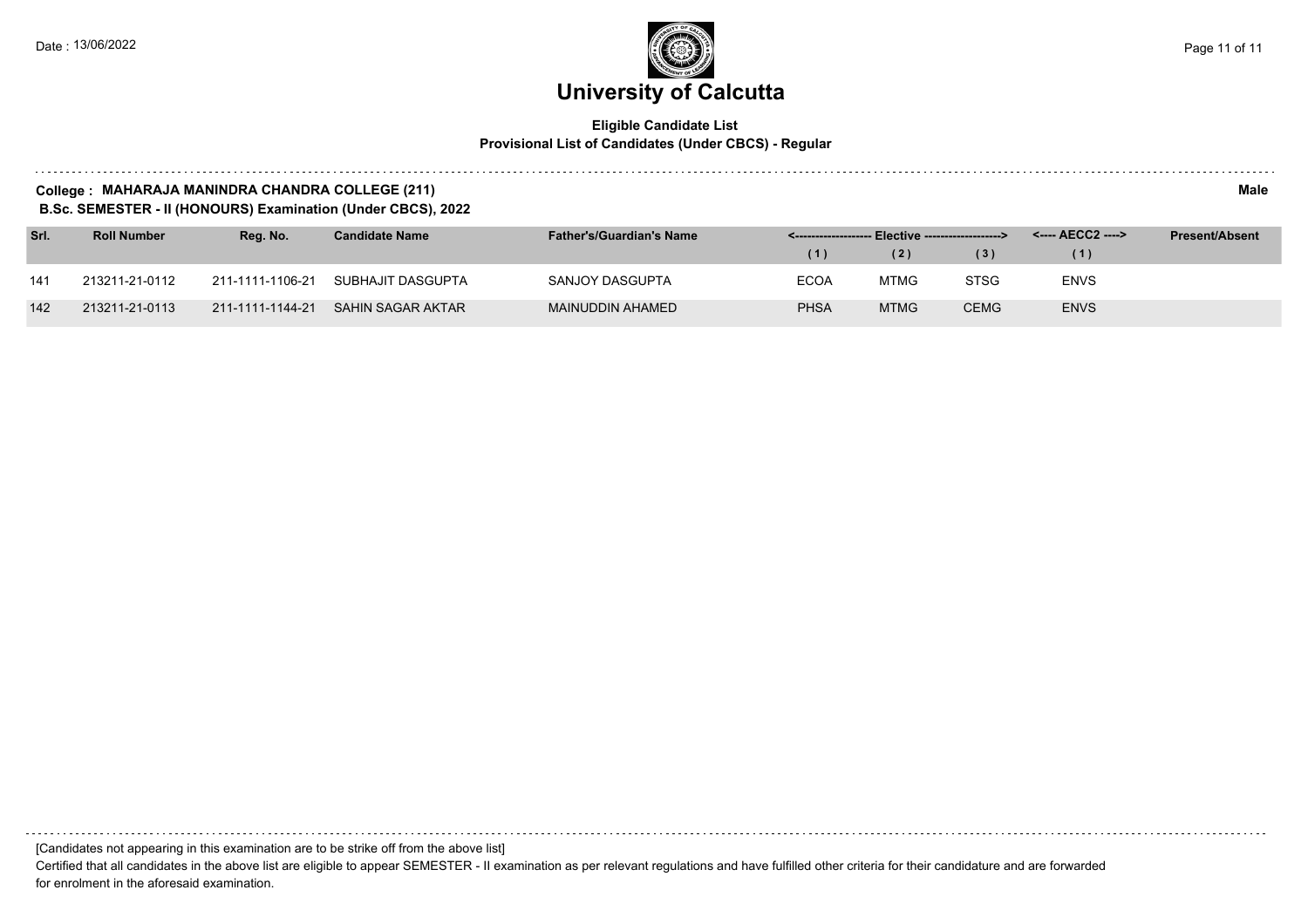# University of Calcutta

**Eligible Candidate List**
**Provisional List of Candidates (Under CBCS) - Regular**

**College : MAHARAJA MANINDRA CHANDRA COLLEGE (211)** **Male**
**B.Sc. SEMESTER - II (HONOURS) Examination (Under CBCS), 2022**

| Srl. | Roll Number | Reg. No. | Candidate Name | Father's/Guardian's Name | <------------------- Elective -------------------> | | | <---- AECC2 ----> | Present/Absent |
|---|---|---|---|---|---|---|---|---|---|
| | | | | | (1) | (2) | (3) | (1) | |
| 141 | 213211-21-0112 | 211-1111-1106-21 | SUBHAJIT DASGUPTA | SANJOY DASGUPTA | ECOA | MTMG | STSG | ENVS | |
| 142 | 213211-21-0113 | 211-1111-1144-21 | SAHIN SAGAR AKTAR | MAINUDDIN AHAMED | PHSA | MTMG | CEMG | ENVS | |

[Candidates not appearing in this examination are to be strike off from the above list]

Certified that all candidates in the above list are eligible to appear SEMESTER - II examination as per relevant regulations and have fulfilled other criteria for their candidature and are forwarded for enrolment in the aforesaid examination.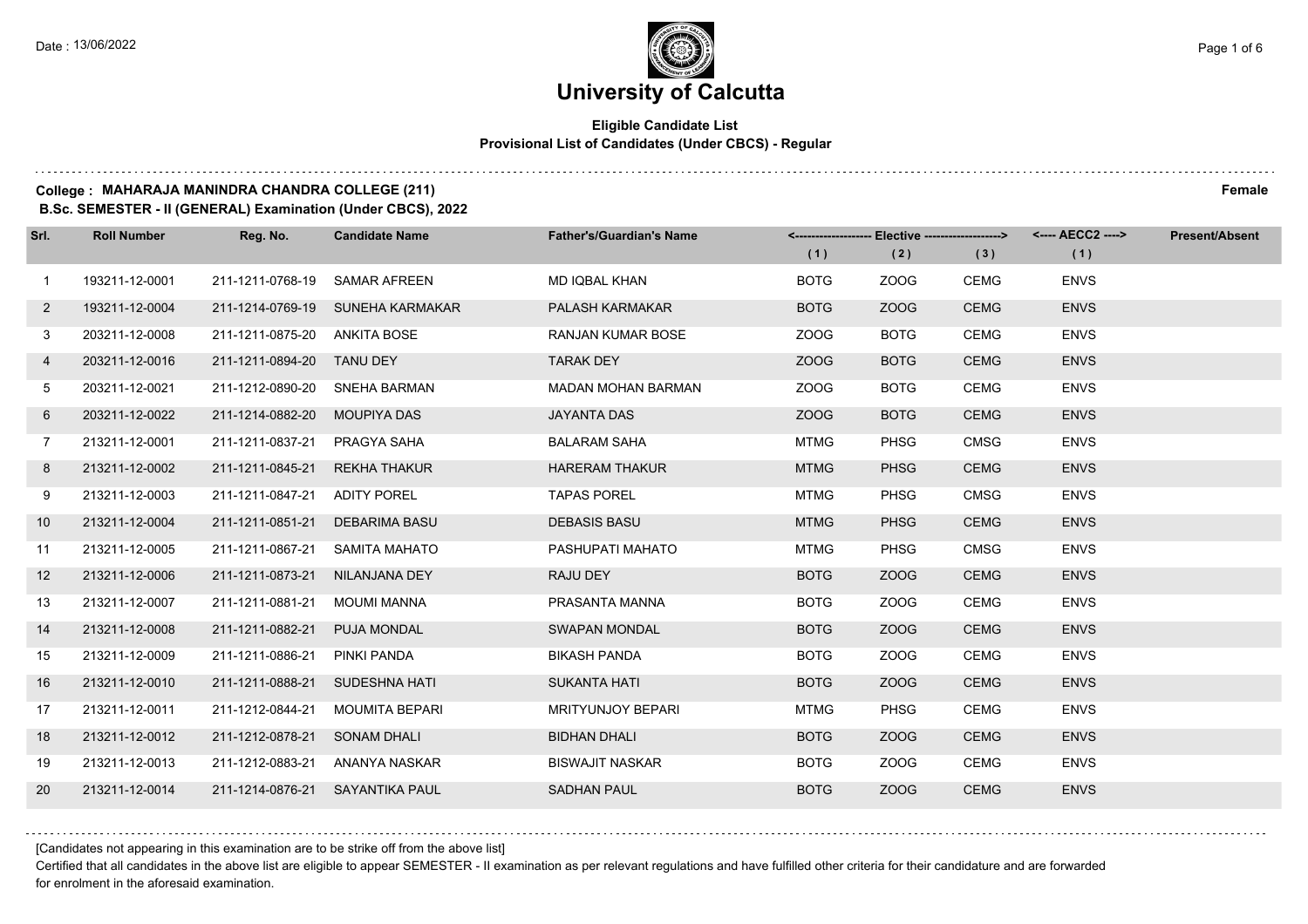# University of Calcutta

**Eligible Candidate List**
**Provisional List of Candidates (Under CBCS) - Regular**

**College : MAHARAJA MANINDRA CHANDRA COLLEGE (211)** **Female**
**B.Sc. SEMESTER - II (GENERAL) Examination (Under CBCS), 2022**

| Srl. | Roll Number | Reg. No. | Candidate Name | Father's/Guardian's Name | Elective | | | AECC2 | Present/Absent |
|---|---|---|---|---|---|---|---|---|---|
| | | | | | (1) | (2) | (3) | (1) | |
| 1 | 193211-12-0001 | 211-1211-0768-19 | SAMAR AFREEN | MD IQBAL KHAN | BOTG | ZOOG | CEMG | ENVS | |
| 2 | 193211-12-0004 | 211-1214-0769-19 | SUNEHA KARMAKAR | PALASH KARMAKAR | BOTG | ZOOG | CEMG | ENVS | |
| 3 | 203211-12-0008 | 211-1211-0875-20 | ANKITA BOSE | RANJAN KUMAR BOSE | ZOOG | BOTG | CEMG | ENVS | |
| 4 | 203211-12-0016 | 211-1211-0894-20 | TANU DEY | TARAK DEY | ZOOG | BOTG | CEMG | ENVS | |
| 5 | 203211-12-0021 | 211-1212-0890-20 | SNEHA BARMAN | MADAN MOHAN BARMAN | ZOOG | BOTG | CEMG | ENVS | |
| 6 | 203211-12-0022 | 211-1214-0882-20 | MOUPIYA DAS | JAYANTA DAS | ZOOG | BOTG | CEMG | ENVS | |
| 7 | 213211-12-0001 | 211-1211-0837-21 | PRAGYA SAHA | BALARAM SAHA | MTMG | PHSG | CMSG | ENVS | |
| 8 | 213211-12-0002 | 211-1211-0845-21 | REKHA THAKUR | HARERAM THAKUR | MTMG | PHSG | CEMG | ENVS | |
| 9 | 213211-12-0003 | 211-1211-0847-21 | ADITY POREL | TAPAS POREL | MTMG | PHSG | CMSG | ENVS | |
| 10 | 213211-12-0004 | 211-1211-0851-21 | DEBARIMA BASU | DEBASIS BASU | MTMG | PHSG | CEMG | ENVS | |
| 11 | 213211-12-0005 | 211-1211-0867-21 | SAMITA MAHATO | PASHUPATI MAHATO | MTMG | PHSG | CMSG | ENVS | |
| 12 | 213211-12-0006 | 211-1211-0873-21 | NILANJANA DEY | RAJU DEY | BOTG | ZOOG | CEMG | ENVS | |
| 13 | 213211-12-0007 | 211-1211-0881-21 | MOUMI MANNA | PRASANTA MANNA | BOTG | ZOOG | CEMG | ENVS | |
| 14 | 213211-12-0008 | 211-1211-0882-21 | PUJA MONDAL | SWAPAN MONDAL | BOTG | ZOOG | CEMG | ENVS | |
| 15 | 213211-12-0009 | 211-1211-0886-21 | PINKI PANDA | BIKASH PANDA | BOTG | ZOOG | CEMG | ENVS | |
| 16 | 213211-12-0010 | 211-1211-0888-21 | SUDESHNA HATI | SUKANTA HATI | BOTG | ZOOG | CEMG | ENVS | |
| 17 | 213211-12-0011 | 211-1212-0844-21 | MOUMITA BEPARI | MRITYUNJOY BEPARI | MTMG | PHSG | CEMG | ENVS | |
| 18 | 213211-12-0012 | 211-1212-0878-21 | SONAM DHALI | BIDHAN DHALI | BOTG | ZOOG | CEMG | ENVS | |
| 19 | 213211-12-0013 | 211-1212-0883-21 | ANANYA NASKAR | BISWAJIT NASKAR | BOTG | ZOOG | CEMG | ENVS | |
| 20 | 213211-12-0014 | 211-1214-0876-21 | SAYANTIKA PAUL | SADHAN PAUL | BOTG | ZOOG | CEMG | ENVS | |

[Candidates not appearing in this examination are to be strike off from the above list]

Certified that all candidates in the above list are eligible to appear SEMESTER - II examination as per relevant regulations and have fulfilled other criteria for their candidature and are forwarded for enrolment in the aforesaid examination.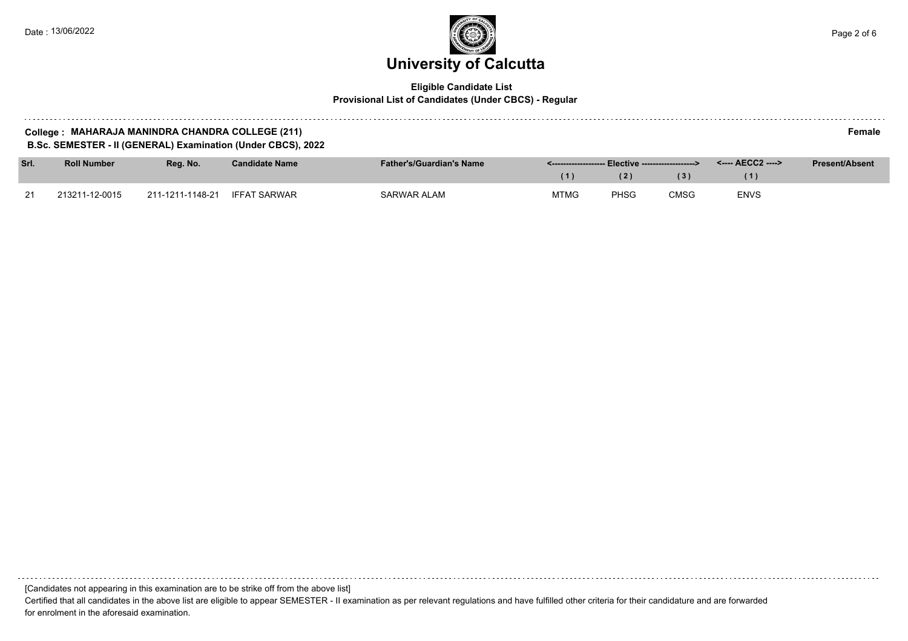# University of Calcutta

**Eligible Candidate List**
**Provisional List of Candidates (Under CBCS) - Regular**

**College : MAHARAJA MANINDRA CHANDRA COLLEGE (211)** **Female**
**B.Sc. SEMESTER - II (GENERAL) Examination (Under CBCS), 2022**

| Srl. | Roll Number | Reg. No. | Candidate Name | Father's/Guardian's Name | <------------------- Elective -------------------> | | | <---- AECC2 ----> | Present/Absent |
|---|---|---|---|---|---|---|---|---|---|
| | | | | | (1) | (2) | (3) | (1) | |
| 21 | 213211-12-0015 | 211-1211-1148-21 | IFFAT SARWAR | SARWAR ALAM | MTMG | PHSG | CMSG | ENVS | |

[Candidates not appearing in this examination are to be strike off from the above list]

Certified that all candidates in the above list are eligible to appear SEMESTER - II examination as per relevant regulations and have fulfilled other criteria for their candidature and are forwarded for enrolment in the aforesaid examination.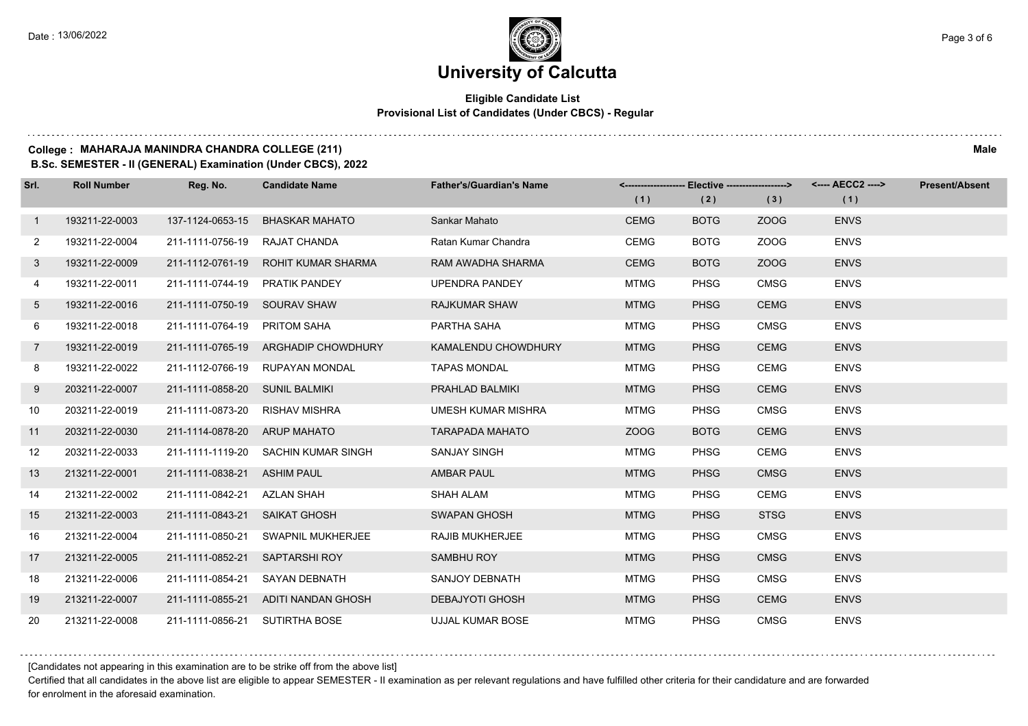# University of Calcutta

**Eligible Candidate List**
**Provisional List of Candidates (Under CBCS) - Regular**

**College : MAHARAJA MANINDRA CHANDRA COLLEGE (211)** **Male**
**B.Sc. SEMESTER - II (GENERAL) Examination (Under CBCS), 2022**

| Srl. | Roll Number | Reg. No. | Candidate Name | Father's/Guardian's Name | <---------- Elective ----------> | | | <---- AECC2 ----> | Present/Absent |
|---|---|---|---|---|---|---|---|---|---|
| | | | | | (1) | (2) | (3) | (1) | |
| 1 | 193211-22-0003 | 137-1124-0653-15 | BHASKAR MAHATO | Sankar Mahato | CEMG | BOTG | ZOOG | ENVS | |
| 2 | 193211-22-0004 | 211-1111-0756-19 | RAJAT CHANDA | Ratan Kumar Chandra | CEMG | BOTG | ZOOG | ENVS | |
| 3 | 193211-22-0009 | 211-1112-0761-19 | ROHIT KUMAR SHARMA | RAM AWADHA SHARMA | CEMG | BOTG | ZOOG | ENVS | |
| 4 | 193211-22-0011 | 211-1111-0744-19 | PRATIK PANDEY | UPENDRA PANDEY | MTMG | PHSG | CMSG | ENVS | |
| 5 | 193211-22-0016 | 211-1111-0750-19 | SOURAV SHAW | RAJKUMAR SHAW | MTMG | PHSG | CEMG | ENVS | |
| 6 | 193211-22-0018 | 211-1111-0764-19 | PRITOM SAHA | PARTHA SAHA | MTMG | PHSG | CMSG | ENVS | |
| 7 | 193211-22-0019 | 211-1111-0765-19 | ARGHADIP CHOWDHURY | KAMALENDU CHOWDHURY | MTMG | PHSG | CEMG | ENVS | |
| 8 | 193211-22-0022 | 211-1112-0766-19 | RUPAYAN MONDAL | TAPAS MONDAL | MTMG | PHSG | CEMG | ENVS | |
| 9 | 203211-22-0007 | 211-1111-0858-20 | SUNIL BALMIKI | PRAHLAD BALMIKI | MTMG | PHSG | CEMG | ENVS | |
| 10 | 203211-22-0019 | 211-1111-0873-20 | RISHAV MISHRA | UMESH KUMAR MISHRA | MTMG | PHSG | CMSG | ENVS | |
| 11 | 203211-22-0030 | 211-1114-0878-20 | ARUP MAHATO | TARAPADA MAHATO | ZOOG | BOTG | CEMG | ENVS | |
| 12 | 203211-22-0033 | 211-1111-1119-20 | SACHIN KUMAR SINGH | SANJAY SINGH | MTMG | PHSG | CEMG | ENVS | |
| 13 | 213211-22-0001 | 211-1111-0838-21 | ASHIM PAUL | AMBAR PAUL | MTMG | PHSG | CMSG | ENVS | |
| 14 | 213211-22-0002 | 211-1111-0842-21 | AZLAN SHAH | SHAH ALAM | MTMG | PHSG | CEMG | ENVS | |
| 15 | 213211-22-0003 | 211-1111-0843-21 | SAIKAT GHOSH | SWAPAN GHOSH | MTMG | PHSG | STSG | ENVS | |
| 16 | 213211-22-0004 | 211-1111-0850-21 | SWAPNIL MUKHERJEE | RAJIB MUKHERJEE | MTMG | PHSG | CMSG | ENVS | |
| 17 | 213211-22-0005 | 211-1111-0852-21 | SAPTARSHI ROY | SAMBHU ROY | MTMG | PHSG | CMSG | ENVS | |
| 18 | 213211-22-0006 | 211-1111-0854-21 | SAYAN DEBNATH | SANJOY DEBNATH | MTMG | PHSG | CMSG | ENVS | |
| 19 | 213211-22-0007 | 211-1111-0855-21 | ADITI NANDAN GHOSH | DEBAJYOTI GHOSH | MTMG | PHSG | CEMG | ENVS | |
| 20 | 213211-22-0008 | 211-1111-0856-21 | SUTIRTHA BOSE | UJJAL KUMAR BOSE | MTMG | PHSG | CMSG | ENVS | |

[Candidates not appearing in this examination are to be strike off from the above list]

Certified that all candidates in the above list are eligible to appear SEMESTER - II examination as per relevant regulations and have fulfilled other criteria for their candidature and are forwarded for enrolment in the aforesaid examination.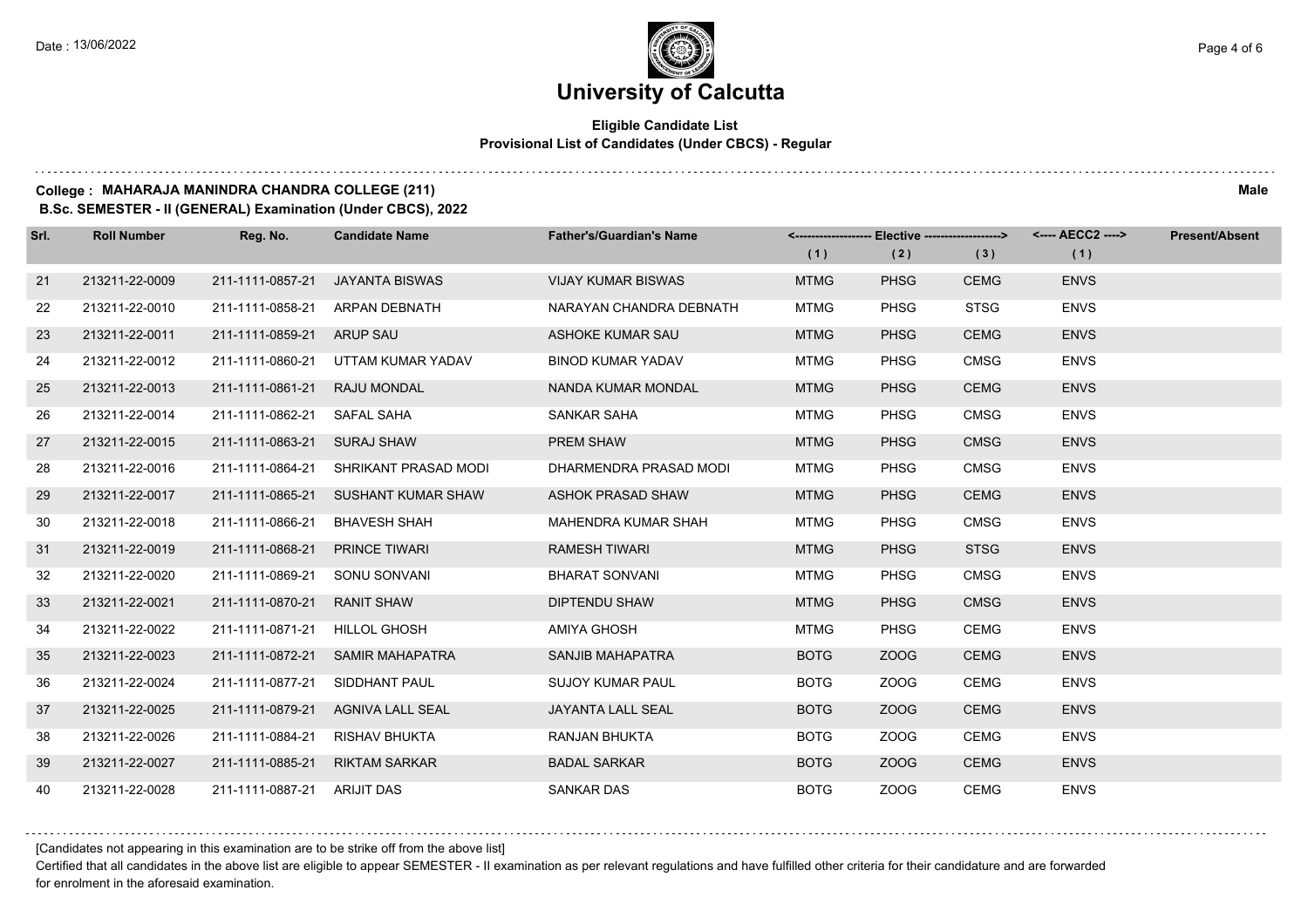# University of Calcutta

**Eligible Candidate List**
**Provisional List of Candidates (Under CBCS) - Regular**

**College : MAHARAJA MANINDRA CHANDRA COLLEGE (211)** **Male**
**B.Sc. SEMESTER - II (GENERAL) Examination (Under CBCS), 2022**

| Srl. | Roll Number | Reg. No. | Candidate Name | Father's/Guardian's Name | <---- Elective ----> | | | <---- AECC2 ----> | Present/Absent |
|---|---|---|---|---|---|---|---|---|---|
| | | | | | (1) | (2) | (3) | (1) | |
| 21 | 213211-22-0009 | 211-1111-0857-21 | JAYANTA BISWAS | VIJAY KUMAR BISWAS | MTMG | PHSG | CEMG | ENVS | |
| 22 | 213211-22-0010 | 211-1111-0858-21 | ARPAN DEBNATH | NARAYAN CHANDRA DEBNATH | MTMG | PHSG | STSG | ENVS | |
| 23 | 213211-22-0011 | 211-1111-0859-21 | ARUP SAU | ASHOKE KUMAR SAU | MTMG | PHSG | CEMG | ENVS | |
| 24 | 213211-22-0012 | 211-1111-0860-21 | UTTAM KUMAR YADAV | BINOD KUMAR YADAV | MTMG | PHSG | CMSG | ENVS | |
| 25 | 213211-22-0013 | 211-1111-0861-21 | RAJU MONDAL | NANDA KUMAR MONDAL | MTMG | PHSG | CEMG | ENVS | |
| 26 | 213211-22-0014 | 211-1111-0862-21 | SAFAL SAHA | SANKAR SAHA | MTMG | PHSG | CMSG | ENVS | |
| 27 | 213211-22-0015 | 211-1111-0863-21 | SURAJ SHAW | PREM SHAW | MTMG | PHSG | CMSG | ENVS | |
| 28 | 213211-22-0016 | 211-1111-0864-21 | SHRIKANT PRASAD MODI | DHARMENDRA PRASAD MODI | MTMG | PHSG | CMSG | ENVS | |
| 29 | 213211-22-0017 | 211-1111-0865-21 | SUSHANT KUMAR SHAW | ASHOK PRASAD SHAW | MTMG | PHSG | CEMG | ENVS | |
| 30 | 213211-22-0018 | 211-1111-0866-21 | BHAVESH SHAH | MAHENDRA KUMAR SHAH | MTMG | PHSG | CMSG | ENVS | |
| 31 | 213211-22-0019 | 211-1111-0868-21 | PRINCE TIWARI | RAMESH TIWARI | MTMG | PHSG | STSG | ENVS | |
| 32 | 213211-22-0020 | 211-1111-0869-21 | SONU SONVANI | BHARAT SONVANI | MTMG | PHSG | CMSG | ENVS | |
| 33 | 213211-22-0021 | 211-1111-0870-21 | RANIT SHAW | DIPTENDU SHAW | MTMG | PHSG | CMSG | ENVS | |
| 34 | 213211-22-0022 | 211-1111-0871-21 | HILLOL GHOSH | AMIYA GHOSH | MTMG | PHSG | CEMG | ENVS | |
| 35 | 213211-22-0023 | 211-1111-0872-21 | SAMIR MAHAPATRA | SANJIB MAHAPATRA | BOTG | ZOOG | CEMG | ENVS | |
| 36 | 213211-22-0024 | 211-1111-0877-21 | SIDDHANT PAUL | SUJOY KUMAR PAUL | BOTG | ZOOG | CEMG | ENVS | |
| 37 | 213211-22-0025 | 211-1111-0879-21 | AGNIVA LALL SEAL | JAYANTA LALL SEAL | BOTG | ZOOG | CEMG | ENVS | |
| 38 | 213211-22-0026 | 211-1111-0884-21 | RISHAV BHUKTA | RANJAN BHUKTA | BOTG | ZOOG | CEMG | ENVS | |
| 39 | 213211-22-0027 | 211-1111-0885-21 | RIKTAM SARKAR | BADAL SARKAR | BOTG | ZOOG | CEMG | ENVS | |
| 40 | 213211-22-0028 | 211-1111-0887-21 | ARIJIT DAS | SANKAR DAS | BOTG | ZOOG | CEMG | ENVS | |

[Candidates not appearing in this examination are to be strike off from the above list]

Certified that all candidates in the above list are eligible to appear SEMESTER - II examination as per relevant regulations and have fulfilled other criteria for their candidature and are forwarded for enrolment in the aforesaid examination.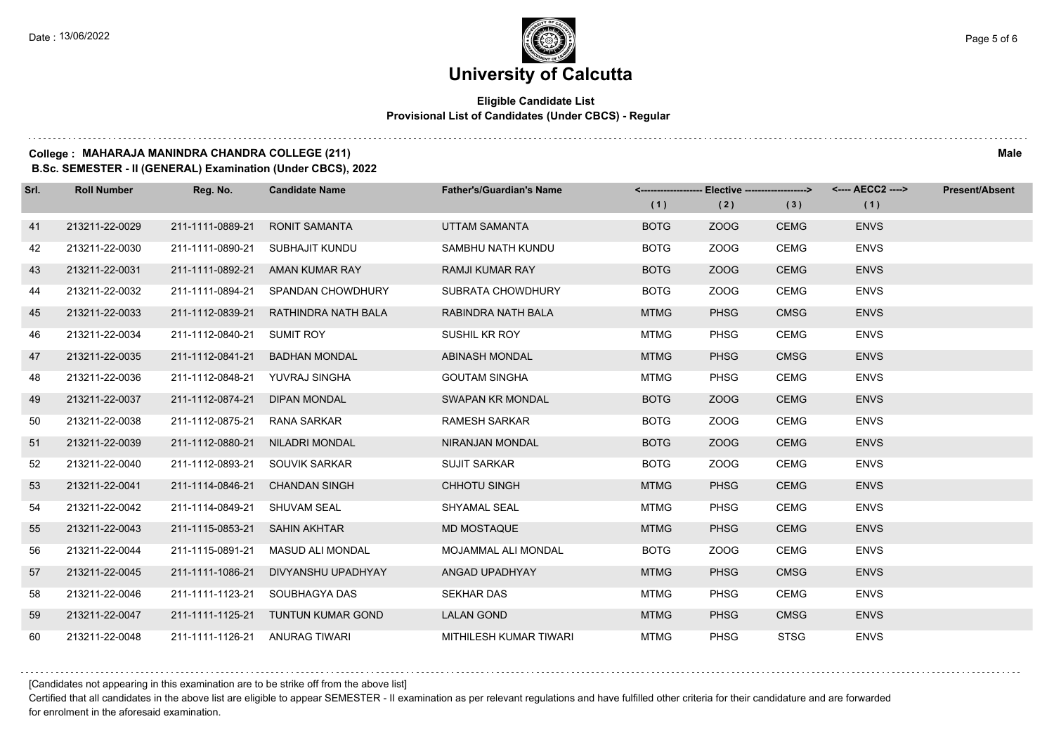# University of Calcutta

**Eligible Candidate List**
**Provisional List of Candidates (Under CBCS) - Regular**

**College : MAHARAJA MANINDRA CHANDRA COLLEGE (211)** — **Male**

**B.Sc. SEMESTER - II (GENERAL) Examination (Under CBCS), 2022**

| Srl. | Roll Number | Reg. No. | Candidate Name | Father's/Guardian's Name | <---- Elective ----> | | | <---- AECC2 ----> | Present/Absent |
|---|---|---|---|---|---|---|---|---|---|
| | | | | | (1) | (2) | (3) | (1) | |
| 41 | 213211-22-0029 | 211-1111-0889-21 | RONIT SAMANTA | UTTAM SAMANTA | BOTG | ZOOG | CEMG | ENVS | |
| 42 | 213211-22-0030 | 211-1111-0890-21 | SUBHAJIT KUNDU | SAMBHU NATH KUNDU | BOTG | ZOOG | CEMG | ENVS | |
| 43 | 213211-22-0031 | 211-1111-0892-21 | AMAN KUMAR RAY | RAMJI KUMAR RAY | BOTG | ZOOG | CEMG | ENVS | |
| 44 | 213211-22-0032 | 211-1111-0894-21 | SPANDAN CHOWDHURY | SUBRATA CHOWDHURY | BOTG | ZOOG | CEMG | ENVS | |
| 45 | 213211-22-0033 | 211-1112-0839-21 | RATHINDRA NATH BALA | RABINDRA NATH BALA | MTMG | PHSG | CMSG | ENVS | |
| 46 | 213211-22-0034 | 211-1112-0840-21 | SUMIT ROY | SUSHIL KR ROY | MTMG | PHSG | CEMG | ENVS | |
| 47 | 213211-22-0035 | 211-1112-0841-21 | BADHAN MONDAL | ABINASH MONDAL | MTMG | PHSG | CMSG | ENVS | |
| 48 | 213211-22-0036 | 211-1112-0848-21 | YUVRAJ SINGHA | GOUTAM SINGHA | MTMG | PHSG | CEMG | ENVS | |
| 49 | 213211-22-0037 | 211-1112-0874-21 | DIPAN MONDAL | SWAPAN KR MONDAL | BOTG | ZOOG | CEMG | ENVS | |
| 50 | 213211-22-0038 | 211-1112-0875-21 | RANA SARKAR | RAMESH SARKAR | BOTG | ZOOG | CEMG | ENVS | |
| 51 | 213211-22-0039 | 211-1112-0880-21 | NILADRI MONDAL | NIRANJAN MONDAL | BOTG | ZOOG | CEMG | ENVS | |
| 52 | 213211-22-0040 | 211-1112-0893-21 | SOUVIK SARKAR | SUJIT SARKAR | BOTG | ZOOG | CEMG | ENVS | |
| 53 | 213211-22-0041 | 211-1114-0846-21 | CHANDAN SINGH | CHHOTU SINGH | MTMG | PHSG | CEMG | ENVS | |
| 54 | 213211-22-0042 | 211-1114-0849-21 | SHUVAM SEAL | SHYAMAL SEAL | MTMG | PHSG | CEMG | ENVS | |
| 55 | 213211-22-0043 | 211-1115-0853-21 | SAHIN AKHTAR | MD MOSTAQUE | MTMG | PHSG | CEMG | ENVS | |
| 56 | 213211-22-0044 | 211-1115-0891-21 | MASUD ALI MONDAL | MOJAMMAL ALI MONDAL | BOTG | ZOOG | CEMG | ENVS | |
| 57 | 213211-22-0045 | 211-1111-1086-21 | DIVYANSHU UPADHYAY | ANGAD UPADHYAY | MTMG | PHSG | CMSG | ENVS | |
| 58 | 213211-22-0046 | 211-1111-1123-21 | SOUBHAGYA DAS | SEKHAR DAS | MTMG | PHSG | CEMG | ENVS | |
| 59 | 213211-22-0047 | 211-1111-1125-21 | TUNTUN KUMAR GOND | LALAN GOND | MTMG | PHSG | CMSG | ENVS | |
| 60 | 213211-22-0048 | 211-1111-1126-21 | ANURAG TIWARI | MITHILESH KUMAR TIWARI | MTMG | PHSG | STSG | ENVS | |

[Candidates not appearing in this examination are to be strike off from the above list]

Certified that all candidates in the above list are eligible to appear SEMESTER - II examination as per relevant regulations and have fulfilled other criteria for their candidature and are forwarded for enrolment in the aforesaid examination.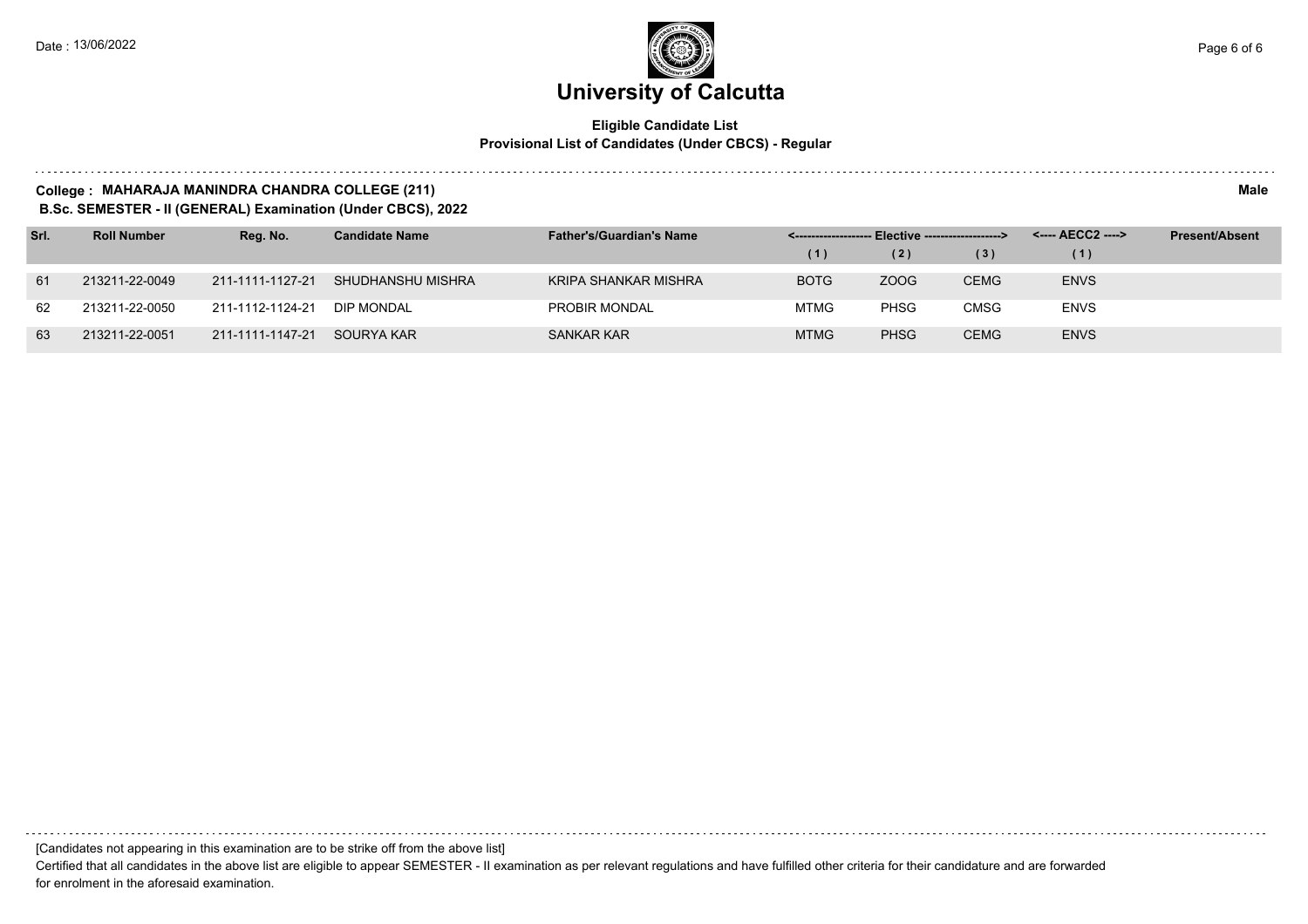# University of Calcutta

**Eligible Candidate List**
**Provisional List of Candidates (Under CBCS) - Regular**

**College : MAHARAJA MANINDRA CHANDRA COLLEGE (211)** **Male**
**B.Sc. SEMESTER - II (GENERAL) Examination (Under CBCS), 2022**

| Srl. | Roll Number | Reg. No. | Candidate Name | Father's/Guardian's Name | Elective (1) | Elective (2) | Elective (3) | AECC2 (1) | Present/Absent |
|---|---|---|---|---|---|---|---|---|---|
| 61 | 213211-22-0049 | 211-1111-1127-21 | SHUDHANSHU MISHRA | KRIPA SHANKAR MISHRA | BOTG | ZOOG | CEMG | ENVS | |
| 62 | 213211-22-0050 | 211-1112-1124-21 | DIP MONDAL | PROBIR MONDAL | MTMG | PHSG | CMSG | ENVS | |
| 63 | 213211-22-0051 | 211-1111-1147-21 | SOURYA KAR | SANKAR KAR | MTMG | PHSG | CEMG | ENVS | |

[Candidates not appearing in this examination are to be strike off from the above list]

Certified that all candidates in the above list are eligible to appear SEMESTER - II examination as per relevant regulations and have fulfilled other criteria for their candidature and are forwarded for enrolment in the aforesaid examination.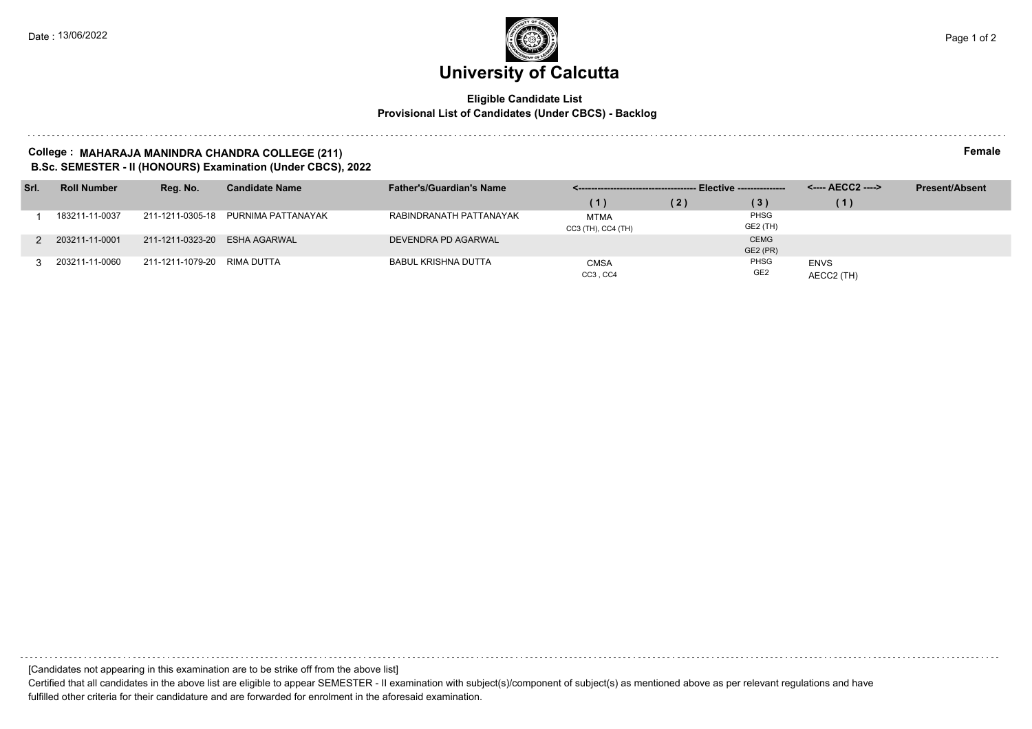Date : 13/06/2022

# University of Calcutta

**Eligible Candidate List**
**Provisional List of Candidates (Under CBCS) - Backlog**

**College : MAHARAJA MANINDRA CHANDRA COLLEGE (211)** **Female**
**B.Sc. SEMESTER - II (HONOURS) Examination (Under CBCS), 2022**

| Srl. | Roll Number | Reg. No. | Candidate Name | Father's/Guardian's Name | Elective (1) | Elective (2) | Elective (3) | AECC2 (1) | Present/Absent |
|---|---|---|---|---|---|---|---|---|---|
| 1 | 183211-11-0037 | 211-1211-0305-18 | PURNIMA PATTANAYAK | RABINDRANATH PATTANAYAK | MTMA CC3 (TH), CC4 (TH) | | PHSG GE2 (TH) | | |
| 2 | 203211-11-0001 | 211-1211-0323-20 | ESHA AGARWAL | DEVENDRA PD AGARWAL | | | CEMG GE2 (PR) | | |
| 3 | 203211-11-0060 | 211-1211-1079-20 | RIMA DUTTA | BABUL KRISHNA DUTTA | CMSA CC3 , CC4 | | PHSG GE2 | ENVS AECC2 (TH) | |

[Candidates not appearing in this examination are to be strike off from the above list]

Certified that all candidates in the above list are eligible to appear SEMESTER - II examination with subject(s)/component of subject(s) as mentioned above as per relevant regulations and have fulfilled other criteria for their candidature and are forwarded for enrolment in the aforesaid examination.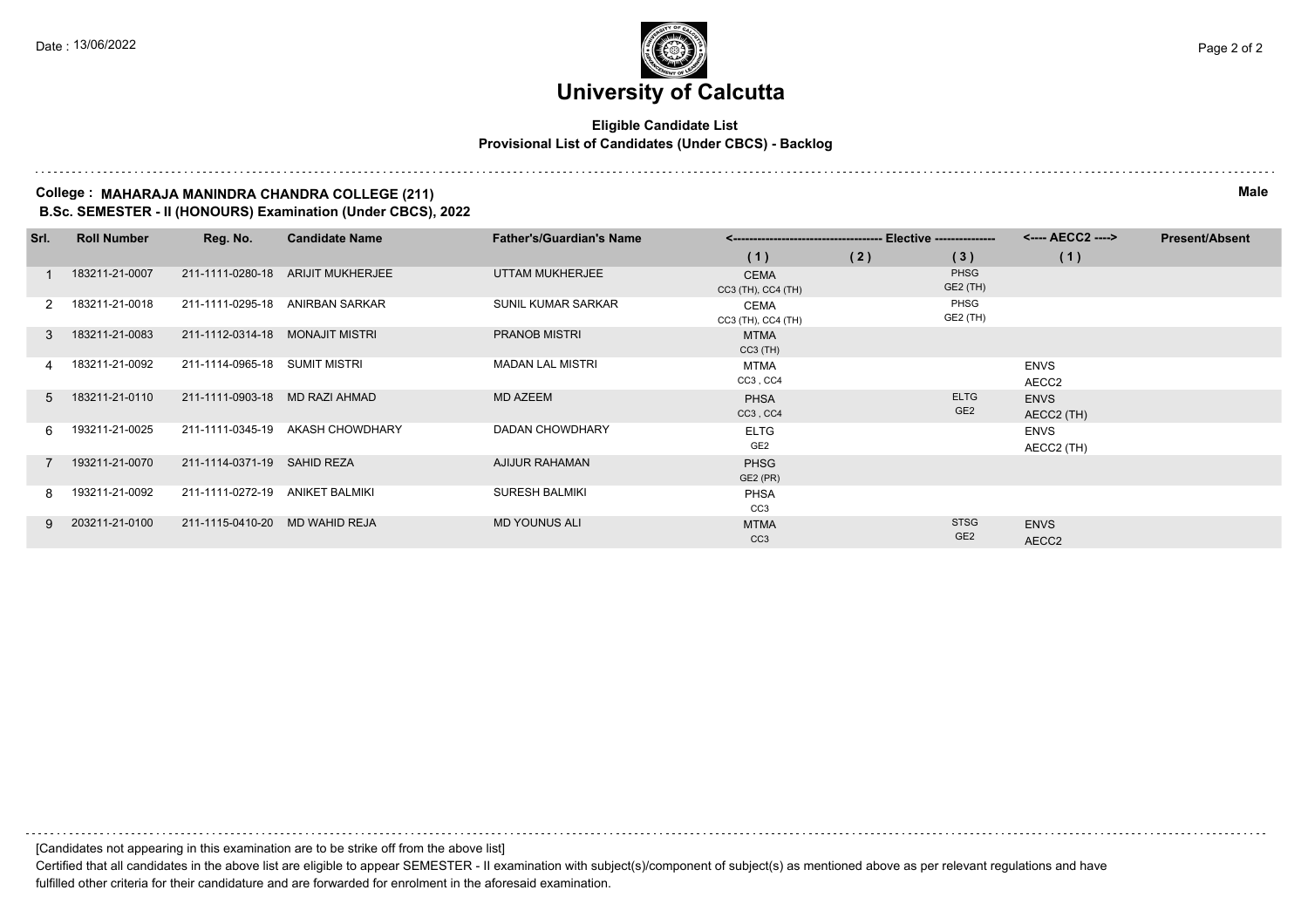# University of Calcutta

**Eligible Candidate List**
**Provisional List of Candidates (Under CBCS) - Backlog**

**College : MAHARAJA MANINDRA CHANDRA COLLEGE (211)** **Male**
**B.Sc. SEMESTER - II (HONOURS) Examination (Under CBCS), 2022**

| Srl. | Roll Number | Reg. No. | Candidate Name | Father's/Guardian's Name | Elective (1) | Elective (2) | Elective (3) | AECC2 (1) | Present/Absent |
|---|---|---|---|---|---|---|---|---|---|
| 1 | 183211-21-0007 | 211-1111-0280-18 | ARIJIT MUKHERJEE | UTTAM MUKHERJEE | CEMA CC3 (TH), CC4 (TH) | | PHSG GE2 (TH) | | |
| 2 | 183211-21-0018 | 211-1111-0295-18 | ANIRBAN SARKAR | SUNIL KUMAR SARKAR | CEMA CC3 (TH), CC4 (TH) | | PHSG GE2 (TH) | | |
| 3 | 183211-21-0083 | 211-1112-0314-18 | MONAJIT MISTRI | PRANOB MISTRI | MTMA CC3 (TH) | | | | |
| 4 | 183211-21-0092 | 211-1114-0965-18 | SUMIT MISTRI | MADAN LAL MISTRI | MTMA CC3 , CC4 | | | ENVS AECC2 | |
| 5 | 183211-21-0110 | 211-1111-0903-18 | MD RAZI AHMAD | MD AZEEM | PHSA CC3 , CC4 | | ELTG GE2 | ENVS AECC2 (TH) | |
| 6 | 193211-21-0025 | 211-1111-0345-19 | AKASH CHOWDHARY | DADAN CHOWDHARY | ELTG GE2 | | | ENVS AECC2 (TH) | |
| 7 | 193211-21-0070 | 211-1114-0371-19 | SAHID REZA | AJIJUR RAHAMAN | PHSG GE2 (PR) | | | | |
| 8 | 193211-21-0092 | 211-1111-0272-19 | ANIKET BALMIKI | SURESH BALMIKI | PHSA CC3 | | | | |
| 9 | 203211-21-0100 | 211-1115-0410-20 | MD WAHID REJA | MD YOUNUS ALI | MTMA CC3 | | STSG GE2 | ENVS AECC2 | |

[Candidates not appearing in this examination are to be strike off from the above list]

Certified that all candidates in the above list are eligible to appear SEMESTER - II examination with subject(s)/component of subject(s) as mentioned above as per relevant regulations and have fulfilled other criteria for their candidature and are forwarded for enrolment in the aforesaid examination.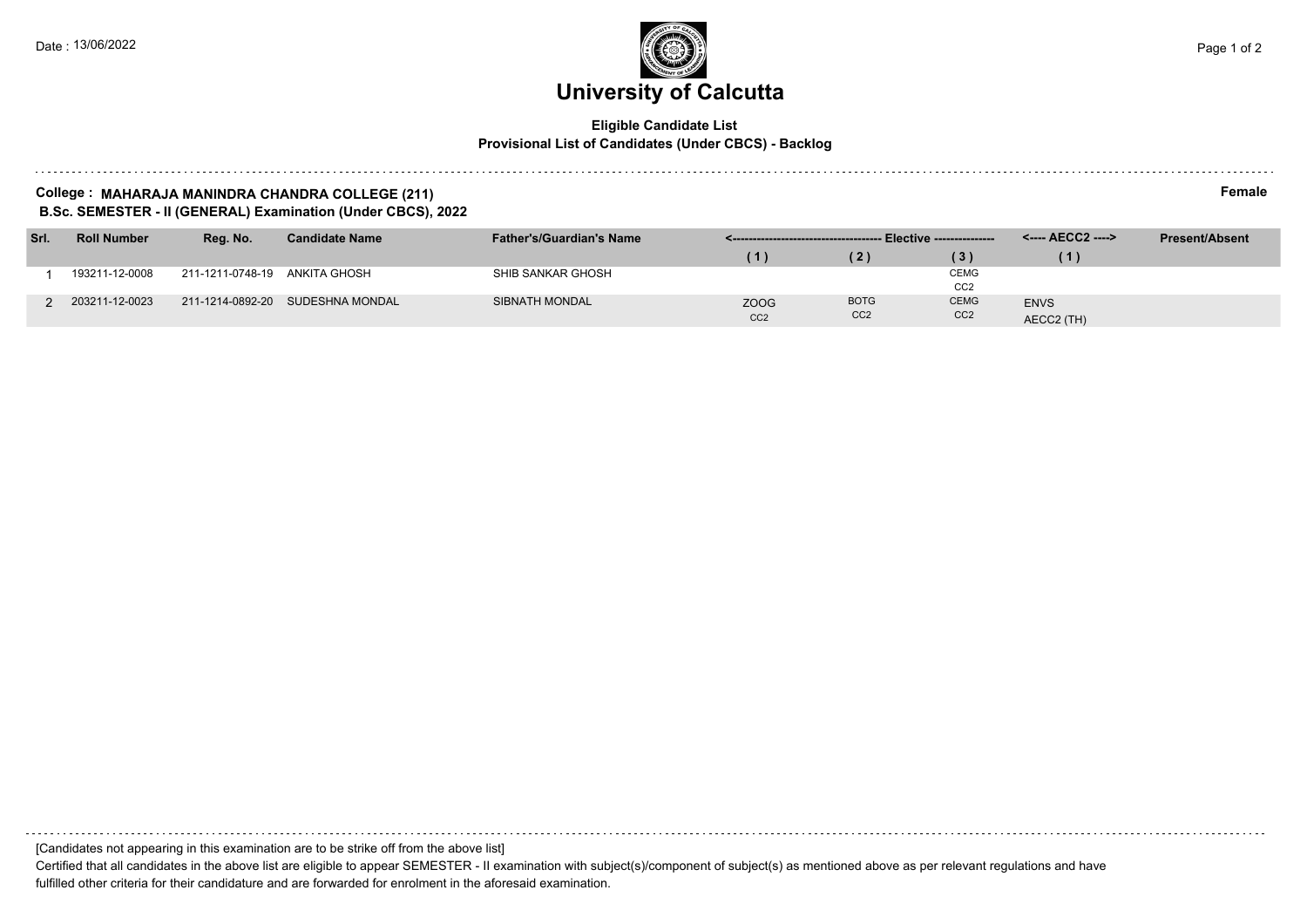# University of Calcutta

**Eligible Candidate List**
**Provisional List of Candidates (Under CBCS) - Backlog**

**College : MAHARAJA MANINDRA CHANDRA COLLEGE (211)** **Female**
**B.Sc. SEMESTER - II (GENERAL) Examination (Under CBCS), 2022**

| Srl. | Roll Number | Reg. No. | Candidate Name | Father's/Guardian's Name | Elective (1) | Elective (2) | Elective (3) | AECC2 (1) | Present/Absent |
|---|---|---|---|---|---|---|---|---|---|
| 1 | 193211-12-0008 | 211-1211-0748-19 | ANKITA GHOSH | SHIB SANKAR GHOSH | | | CEMG CC2 | | |
| 2 | 203211-12-0023 | 211-1214-0892-20 | SUDESHNA MONDAL | SIBNATH MONDAL | ZOOG CC2 | BOTG CC2 | CEMG CC2 | ENVS AECC2 (TH) | |

[Candidates not appearing in this examination are to be strike off from the above list]

Certified that all candidates in the above list are eligible to appear SEMESTER - II examination with subject(s)/component of subject(s) as mentioned above as per relevant regulations and have fulfilled other criteria for their candidature and are forwarded for enrolment in the aforesaid examination.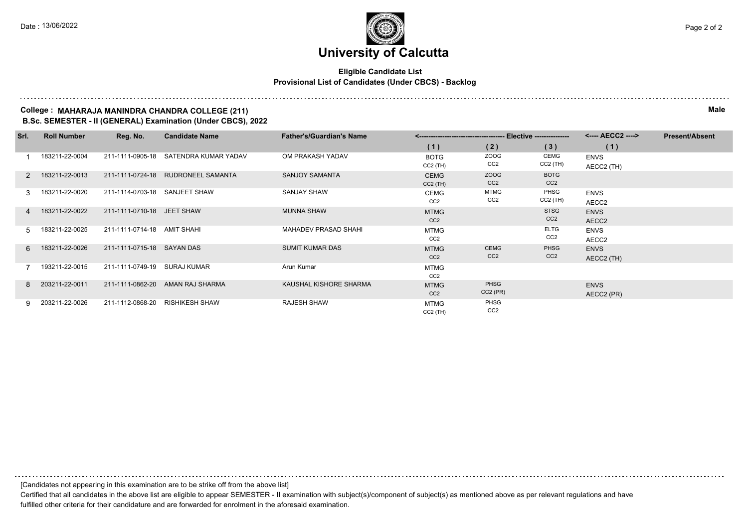# University of Calcutta

**Eligible Candidate List**
**Provisional List of Candidates (Under CBCS) - Backlog**

**College : MAHARAJA MANINDRA CHANDRA COLLEGE (211)** **Male**
**B.Sc. SEMESTER - II (GENERAL) Examination (Under CBCS), 2022**

| Srl. | Roll Number | Reg. No. | Candidate Name | Father's/Guardian's Name | Elective (1) | Elective (2) | Elective (3) | AECC2 (1) | Present/Absent |
|---|---|---|---|---|---|---|---|---|---|
| 1 | 183211-22-0004 | 211-1111-0905-18 | SATENDRA KUMAR YADAV | OM PRAKASH YADAV | BOTG CC2 (TH) | ZOOG CC2 | CEMG CC2 (TH) | ENVS AECC2 (TH) | |
| 2 | 183211-22-0013 | 211-1111-0724-18 | RUDRONEEL SAMANTA | SANJOY SAMANTA | CEMG CC2 (TH) | ZOOG CC2 | BOTG CC2 | | |
| 3 | 183211-22-0020 | 211-1114-0703-18 | SANJEET SHAW | SANJAY SHAW | CEMG CC2 | MTMG CC2 | PHSG CC2 (TH) | ENVS AECC2 | |
| 4 | 183211-22-0022 | 211-1111-0710-18 | JEET SHAW | MUNNA SHAW | MTMG CC2 | | STSG CC2 | ENVS AECC2 | |
| 5 | 183211-22-0025 | 211-1111-0714-18 | AMIT SHAHI | MAHADEV PRASAD SHAHI | MTMG CC2 | | ELTG CC2 | ENVS AECC2 | |
| 6 | 183211-22-0026 | 211-1111-0715-18 | SAYAN DAS | SUMIT KUMAR DAS | MTMG CC2 | CEMG CC2 | PHSG CC2 | ENVS AECC2 (TH) | |
| 7 | 193211-22-0015 | 211-1111-0749-19 | SURAJ KUMAR | Arun Kumar | MTMG CC2 | | | | |
| 8 | 203211-22-0011 | 211-1111-0862-20 | AMAN RAJ SHARMA | KAUSHAL KISHORE SHARMA | MTMG CC2 | PHSG CC2 (PR) | | ENVS AECC2 (PR) | |
| 9 | 203211-22-0026 | 211-1112-0868-20 | RISHIKESH SHAW | RAJESH SHAW | MTMG CC2 (TH) | PHSG CC2 | | | |

[Candidates not appearing in this examination are to be strike off from the above list]

Certified that all candidates in the above list are eligible to appear SEMESTER - II examination with subject(s)/component of subject(s) as mentioned above as per relevant regulations and have fulfilled other criteria for their candidature and are forwarded for enrolment in the aforesaid examination.